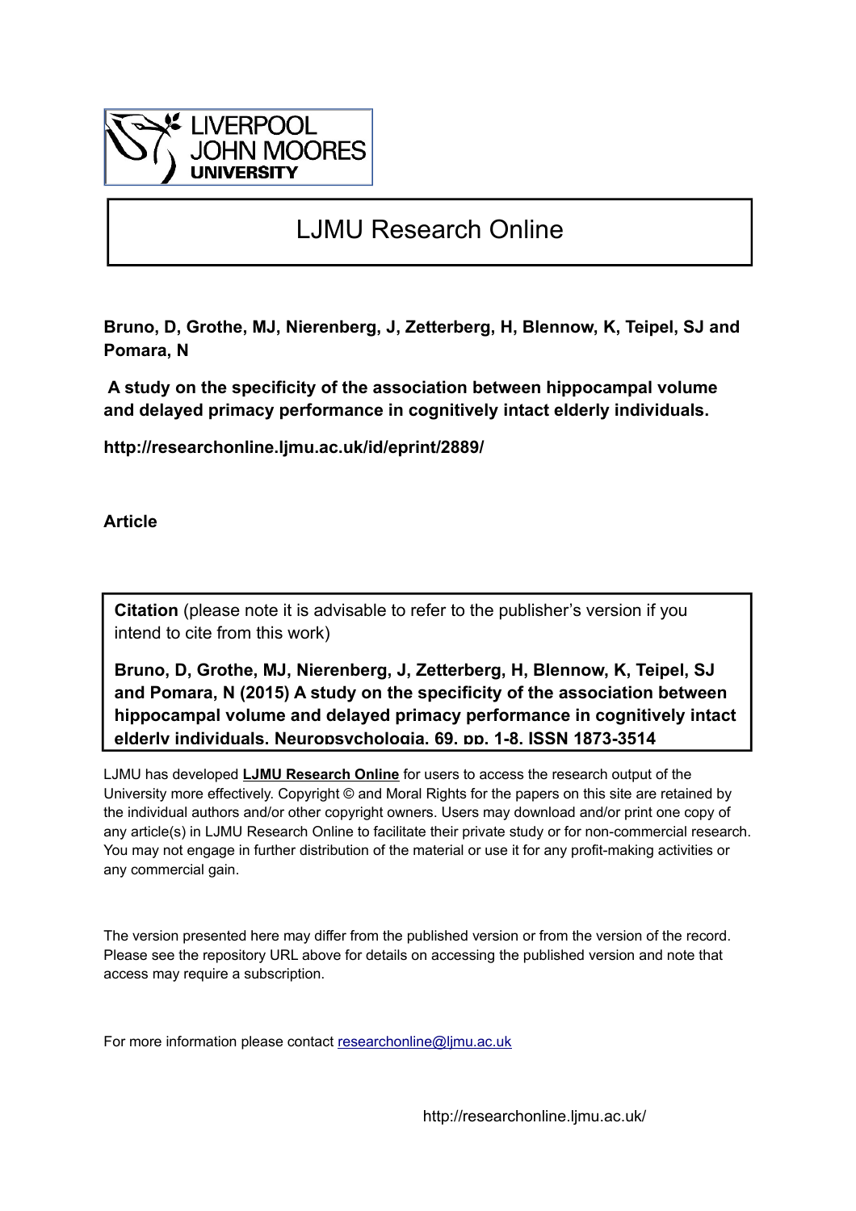LIVERPOOL JOHN MOORES UNIVERSITY

# LJMU Research Online

**Bruno, D, Grothe, MJ, Nierenberg, J, Zetterberg, H, Blennow, K, Teipel, SJ and Pomara, N**

**A study on the specificity of the association between hippocampal volume and delayed primacy performance in cognitively intact elderly individuals.**

**http://researchonline.ljmu.ac.uk/id/eprint/2889/**

**Article**

**Citation** (please note it is advisable to refer to the publisher's version if you intend to cite from this work)

**Bruno, D, Grothe, MJ, Nierenberg, J, Zetterberg, H, Blennow, K, Teipel, SJ and Pomara, N (2015) A study on the specificity of the association between hippocampal volume and delayed primacy performance in cognitively intact elderly individuals. Neuropsychologia, 69. pp. 1-8. ISSN 1873-3514**

LJMU has developed **LJMU Research Online** for users to access the research output of the University more effectively. Copyright © and Moral Rights for the papers on this site are retained by the individual authors and/or other copyright owners. Users may download and/or print one copy of any article(s) in LJMU Research Online to facilitate their private study or for non-commercial research. You may not engage in further distribution of the material or use it for any profit-making activities or any commercial gain.

The version presented here may differ from the published version or from the version of the record. Please see the repository URL above for details on accessing the published version and note that access may require a subscription.

For more information please contact researchonline@ljmu.ac.uk

http://researchonline.ljmu.ac.uk/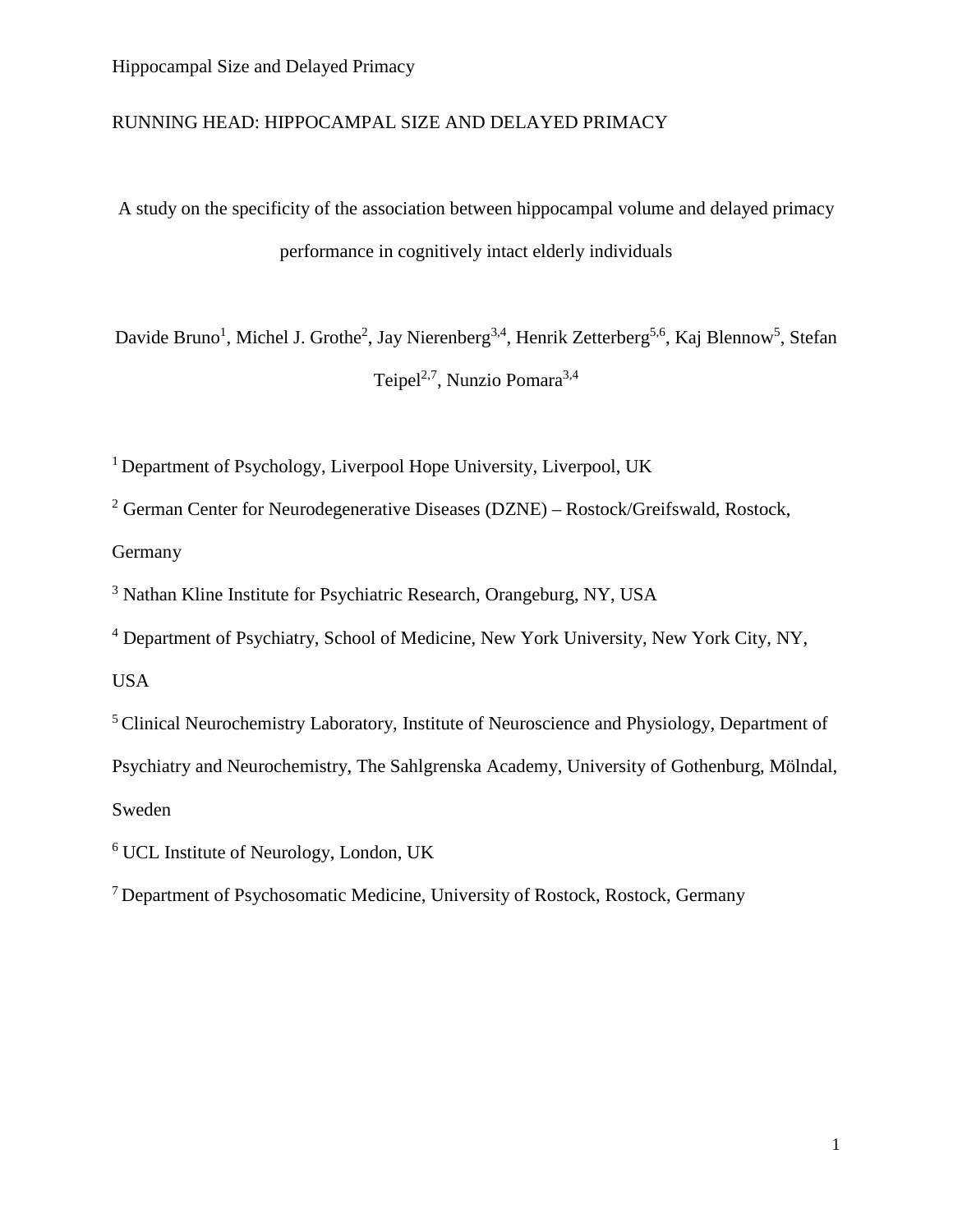RUNNING HEAD: HIPPOCAMPAL SIZE AND DELAYED PRIMACY

# A study on the specificity of the association between hippocampal volume and delayed primacy performance in cognitively intact elderly individuals

Davide Bruno[1], Michel J. Grothe[2], Jay Nierenberg[3,4], Henrik Zetterberg[5,6], Kaj Blennow[5], Stefan Teipel[2,7], Nunzio Pomara[3,4]

[1] Department of Psychology, Liverpool Hope University, Liverpool, UK

[2] German Center for Neurodegenerative Diseases (DZNE) – Rostock/Greifswald, Rostock, Germany

[3] Nathan Kline Institute for Psychiatric Research, Orangeburg, NY, USA

[4] Department of Psychiatry, School of Medicine, New York University, New York City, NY, USA

[5] Clinical Neurochemistry Laboratory, Institute of Neuroscience and Physiology, Department of Psychiatry and Neurochemistry, The Sahlgrenska Academy, University of Gothenburg, Mölndal, Sweden

[6] UCL Institute of Neurology, London, UK

[7] Department of Psychosomatic Medicine, University of Rostock, Rostock, Germany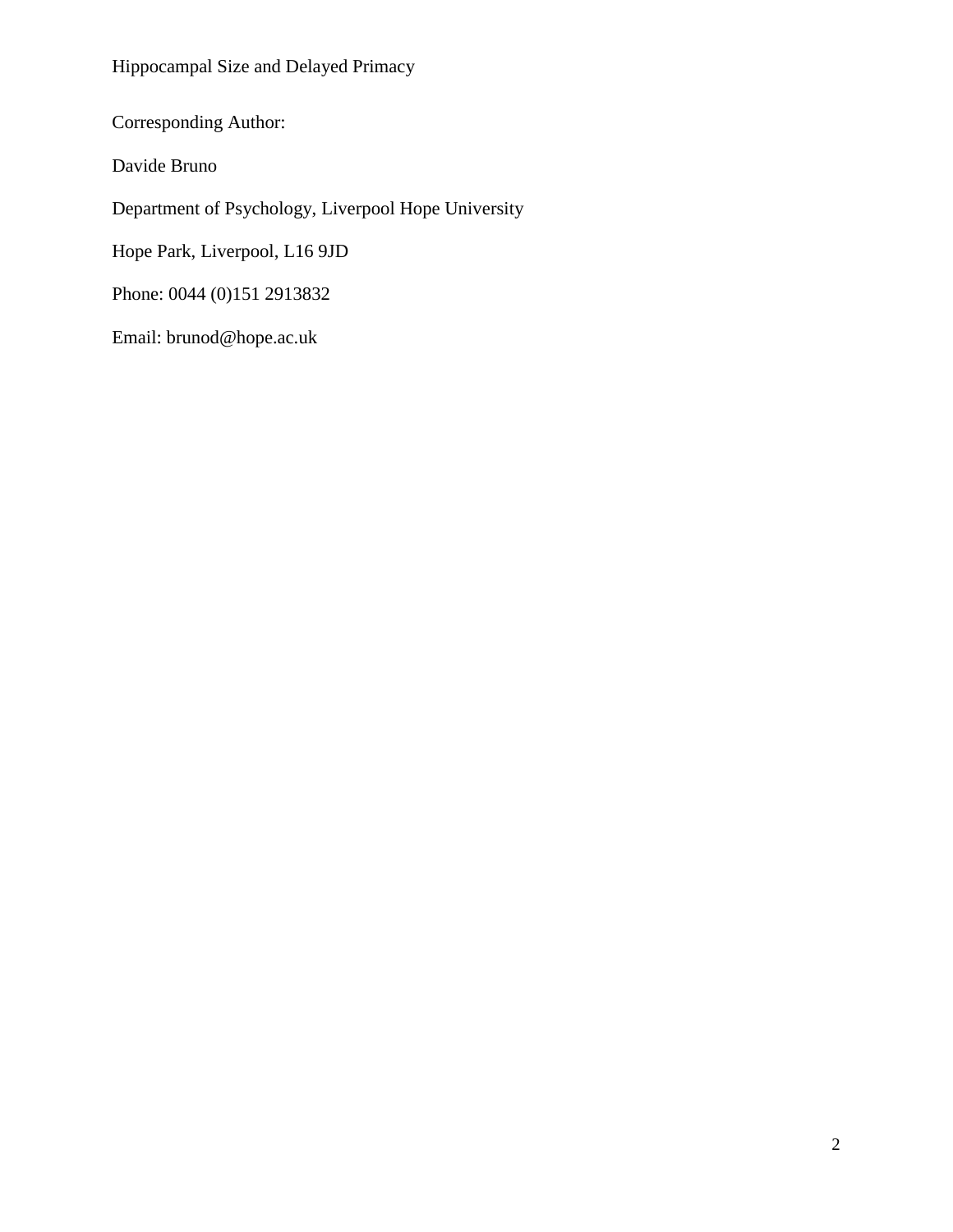Corresponding Author:

Davide Bruno

Department of Psychology, Liverpool Hope University

Hope Park, Liverpool, L16 9JD

Phone: 0044 (0)151 2913832

Email: brunod@hope.ac.uk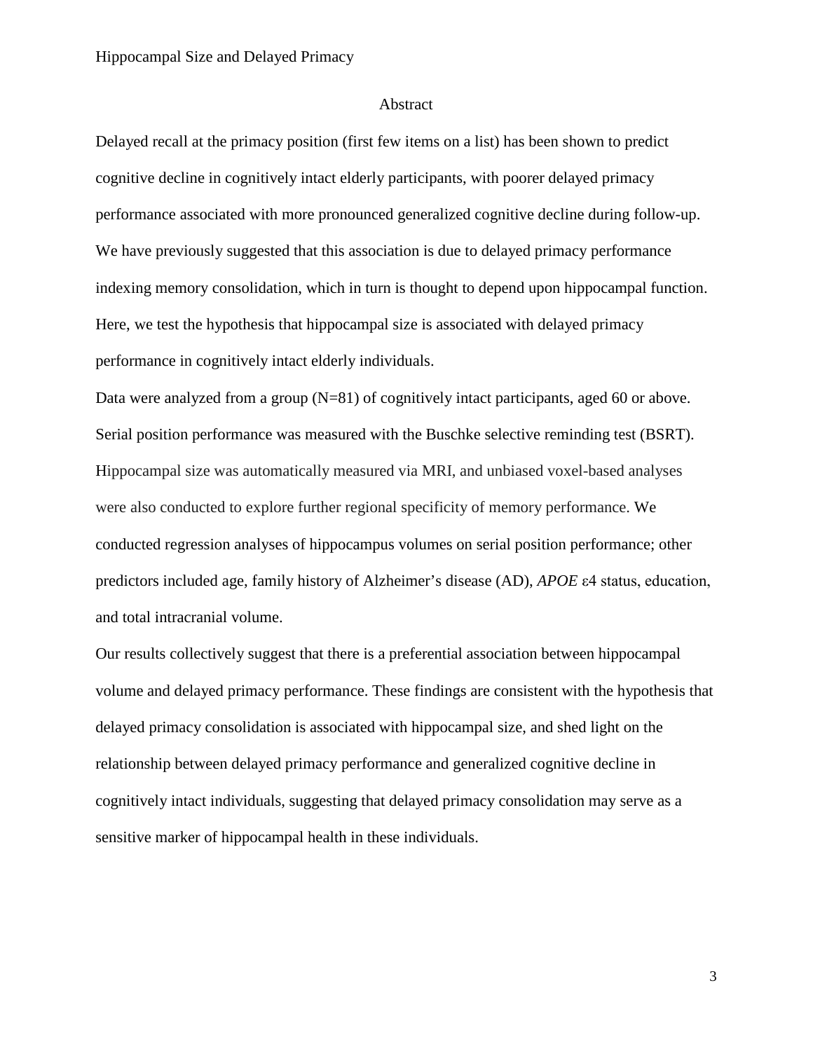## Abstract

Delayed recall at the primacy position (first few items on a list) has been shown to predict cognitive decline in cognitively intact elderly participants, with poorer delayed primacy performance associated with more pronounced generalized cognitive decline during follow-up. We have previously suggested that this association is due to delayed primacy performance indexing memory consolidation, which in turn is thought to depend upon hippocampal function. Here, we test the hypothesis that hippocampal size is associated with delayed primacy performance in cognitively intact elderly individuals.

Data were analyzed from a group (N=81) of cognitively intact participants, aged 60 or above. Serial position performance was measured with the Buschke selective reminding test (BSRT). Hippocampal size was automatically measured via MRI, and unbiased voxel-based analyses were also conducted to explore further regional specificity of memory performance. We conducted regression analyses of hippocampus volumes on serial position performance; other predictors included age, family history of Alzheimer's disease (AD), *APOE* ε4 status, education, and total intracranial volume.

Our results collectively suggest that there is a preferential association between hippocampal volume and delayed primacy performance. These findings are consistent with the hypothesis that delayed primacy consolidation is associated with hippocampal size, and shed light on the relationship between delayed primacy performance and generalized cognitive decline in cognitively intact individuals, suggesting that delayed primacy consolidation may serve as a sensitive marker of hippocampal health in these individuals.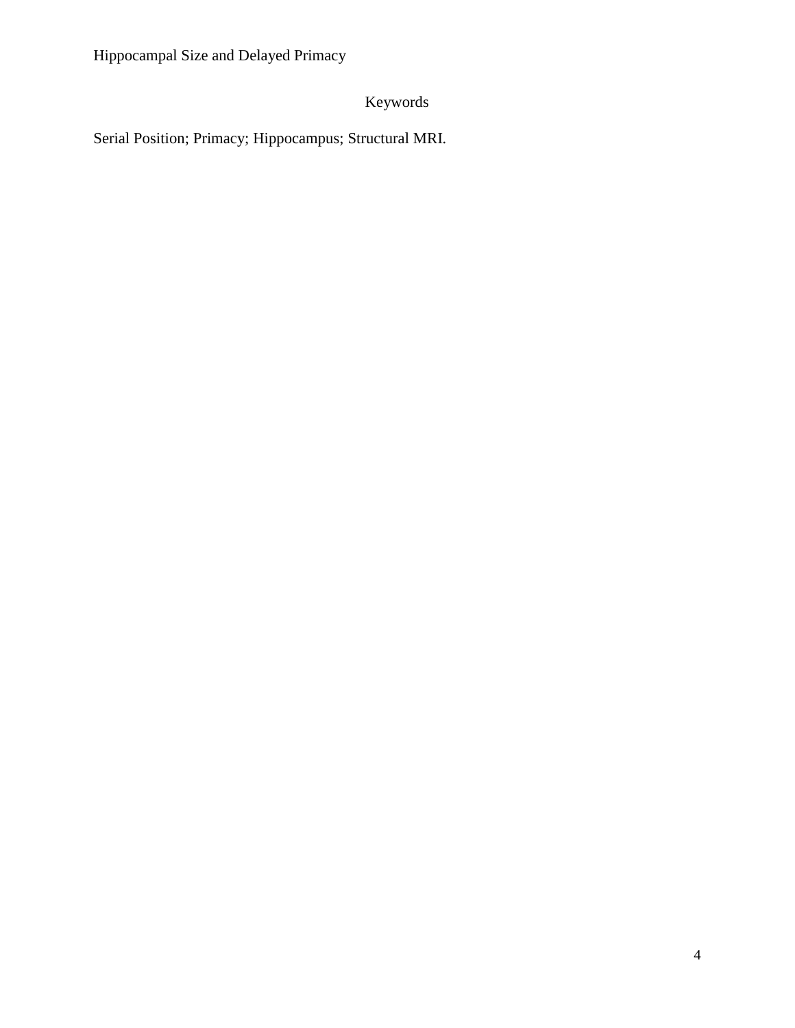## Keywords

Serial Position; Primacy; Hippocampus; Structural MRI.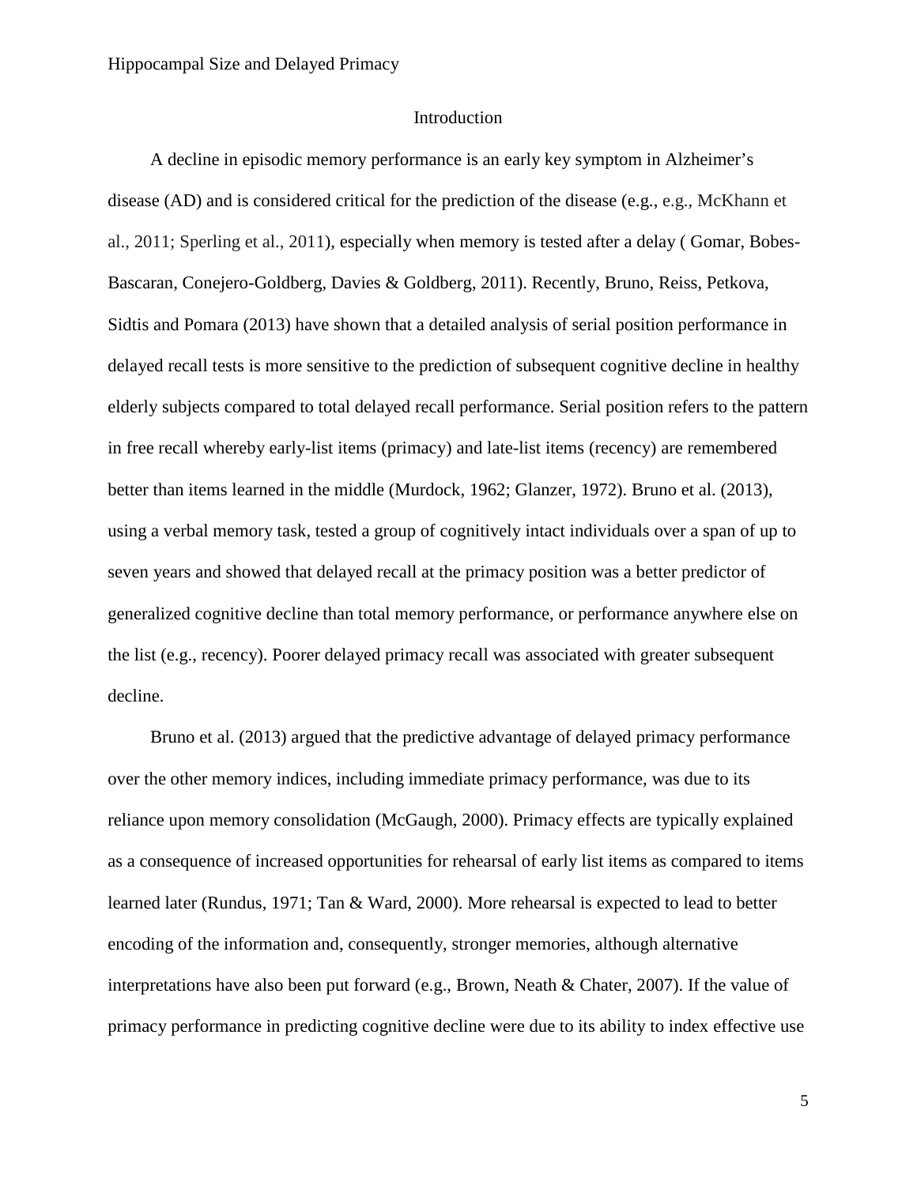## Introduction

A decline in episodic memory performance is an early key symptom in Alzheimer's disease (AD) and is considered critical for the prediction of the disease (e.g., e.g., McKhann et al., 2011; Sperling et al., 2011), especially when memory is tested after a delay ( Gomar, Bobes-Bascaran, Conejero-Goldberg, Davies & Goldberg, 2011). Recently, Bruno, Reiss, Petkova, Sidtis and Pomara (2013) have shown that a detailed analysis of serial position performance in delayed recall tests is more sensitive to the prediction of subsequent cognitive decline in healthy elderly subjects compared to total delayed recall performance. Serial position refers to the pattern in free recall whereby early-list items (primacy) and late-list items (recency) are remembered better than items learned in the middle (Murdock, 1962; Glanzer, 1972). Bruno et al. (2013), using a verbal memory task, tested a group of cognitively intact individuals over a span of up to seven years and showed that delayed recall at the primacy position was a better predictor of generalized cognitive decline than total memory performance, or performance anywhere else on the list (e.g., recency). Poorer delayed primacy recall was associated with greater subsequent decline.

Bruno et al. (2013) argued that the predictive advantage of delayed primacy performance over the other memory indices, including immediate primacy performance, was due to its reliance upon memory consolidation (McGaugh, 2000). Primacy effects are typically explained as a consequence of increased opportunities for rehearsal of early list items as compared to items learned later (Rundus, 1971; Tan & Ward, 2000). More rehearsal is expected to lead to better encoding of the information and, consequently, stronger memories, although alternative interpretations have also been put forward (e.g., Brown, Neath & Chater, 2007). If the value of primacy performance in predicting cognitive decline were due to its ability to index effective use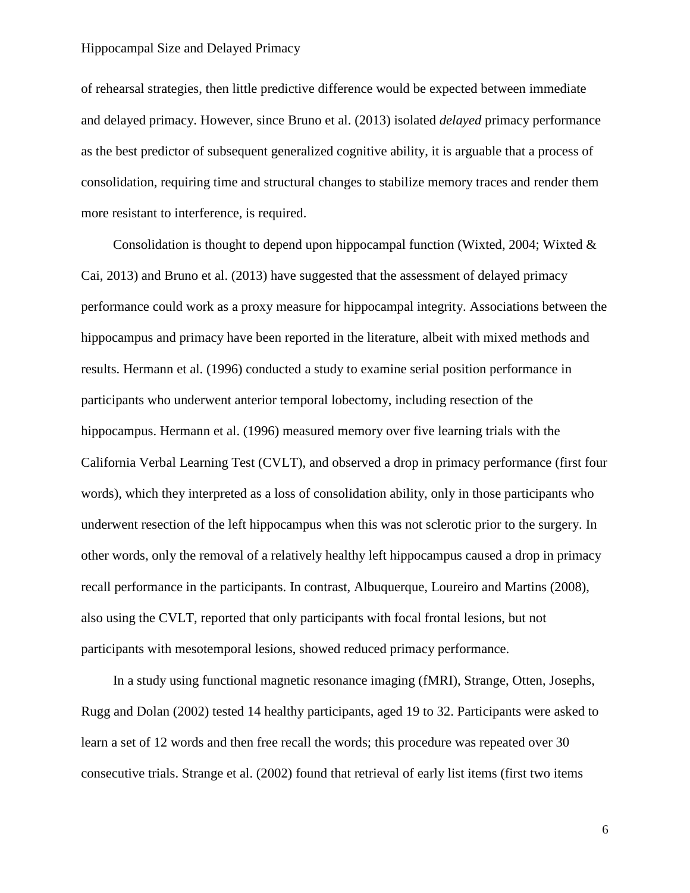of rehearsal strategies, then little predictive difference would be expected between immediate and delayed primacy. However, since Bruno et al. (2013) isolated *delayed* primacy performance as the best predictor of subsequent generalized cognitive ability, it is arguable that a process of consolidation, requiring time and structural changes to stabilize memory traces and render them more resistant to interference, is required.

Consolidation is thought to depend upon hippocampal function (Wixted, 2004; Wixted & Cai, 2013) and Bruno et al. (2013) have suggested that the assessment of delayed primacy performance could work as a proxy measure for hippocampal integrity. Associations between the hippocampus and primacy have been reported in the literature, albeit with mixed methods and results. Hermann et al. (1996) conducted a study to examine serial position performance in participants who underwent anterior temporal lobectomy, including resection of the hippocampus. Hermann et al. (1996) measured memory over five learning trials with the California Verbal Learning Test (CVLT), and observed a drop in primacy performance (first four words), which they interpreted as a loss of consolidation ability, only in those participants who underwent resection of the left hippocampus when this was not sclerotic prior to the surgery. In other words, only the removal of a relatively healthy left hippocampus caused a drop in primacy recall performance in the participants. In contrast, Albuquerque, Loureiro and Martins (2008), also using the CVLT, reported that only participants with focal frontal lesions, but not participants with mesotemporal lesions, showed reduced primacy performance.

In a study using functional magnetic resonance imaging (fMRI), Strange, Otten, Josephs, Rugg and Dolan (2002) tested 14 healthy participants, aged 19 to 32. Participants were asked to learn a set of 12 words and then free recall the words; this procedure was repeated over 30 consecutive trials. Strange et al. (2002) found that retrieval of early list items (first two items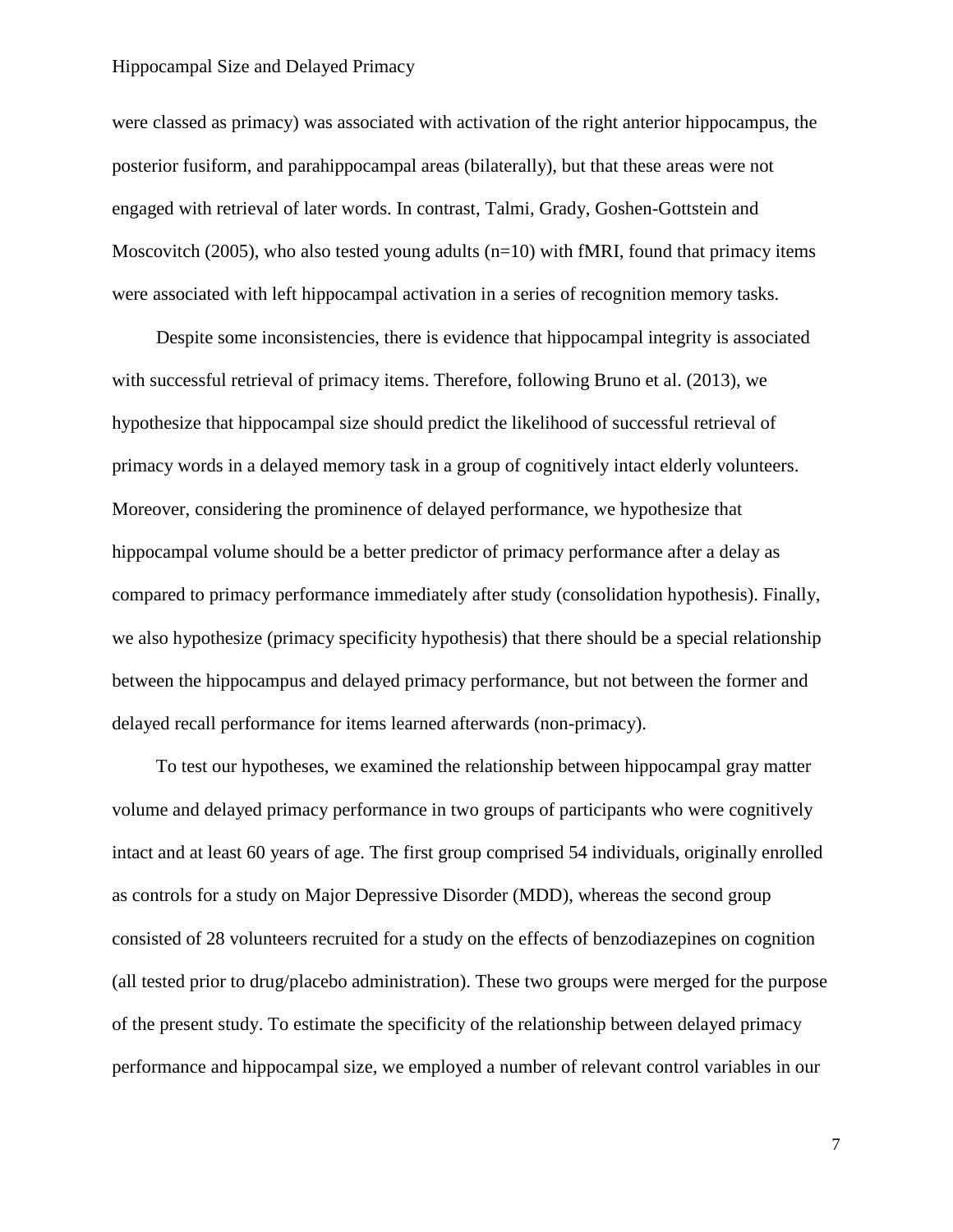were classed as primacy) was associated with activation of the right anterior hippocampus, the posterior fusiform, and parahippocampal areas (bilaterally), but that these areas were not engaged with retrieval of later words. In contrast, Talmi, Grady, Goshen-Gottstein and Moscovitch (2005), who also tested young adults (n=10) with fMRI, found that primacy items were associated with left hippocampal activation in a series of recognition memory tasks.

Despite some inconsistencies, there is evidence that hippocampal integrity is associated with successful retrieval of primacy items. Therefore, following Bruno et al. (2013), we hypothesize that hippocampal size should predict the likelihood of successful retrieval of primacy words in a delayed memory task in a group of cognitively intact elderly volunteers. Moreover, considering the prominence of delayed performance, we hypothesize that hippocampal volume should be a better predictor of primacy performance after a delay as compared to primacy performance immediately after study (consolidation hypothesis). Finally, we also hypothesize (primacy specificity hypothesis) that there should be a special relationship between the hippocampus and delayed primacy performance, but not between the former and delayed recall performance for items learned afterwards (non-primacy).

To test our hypotheses, we examined the relationship between hippocampal gray matter volume and delayed primacy performance in two groups of participants who were cognitively intact and at least 60 years of age. The first group comprised 54 individuals, originally enrolled as controls for a study on Major Depressive Disorder (MDD), whereas the second group consisted of 28 volunteers recruited for a study on the effects of benzodiazepines on cognition (all tested prior to drug/placebo administration). These two groups were merged for the purpose of the present study. To estimate the specificity of the relationship between delayed primacy performance and hippocampal size, we employed a number of relevant control variables in our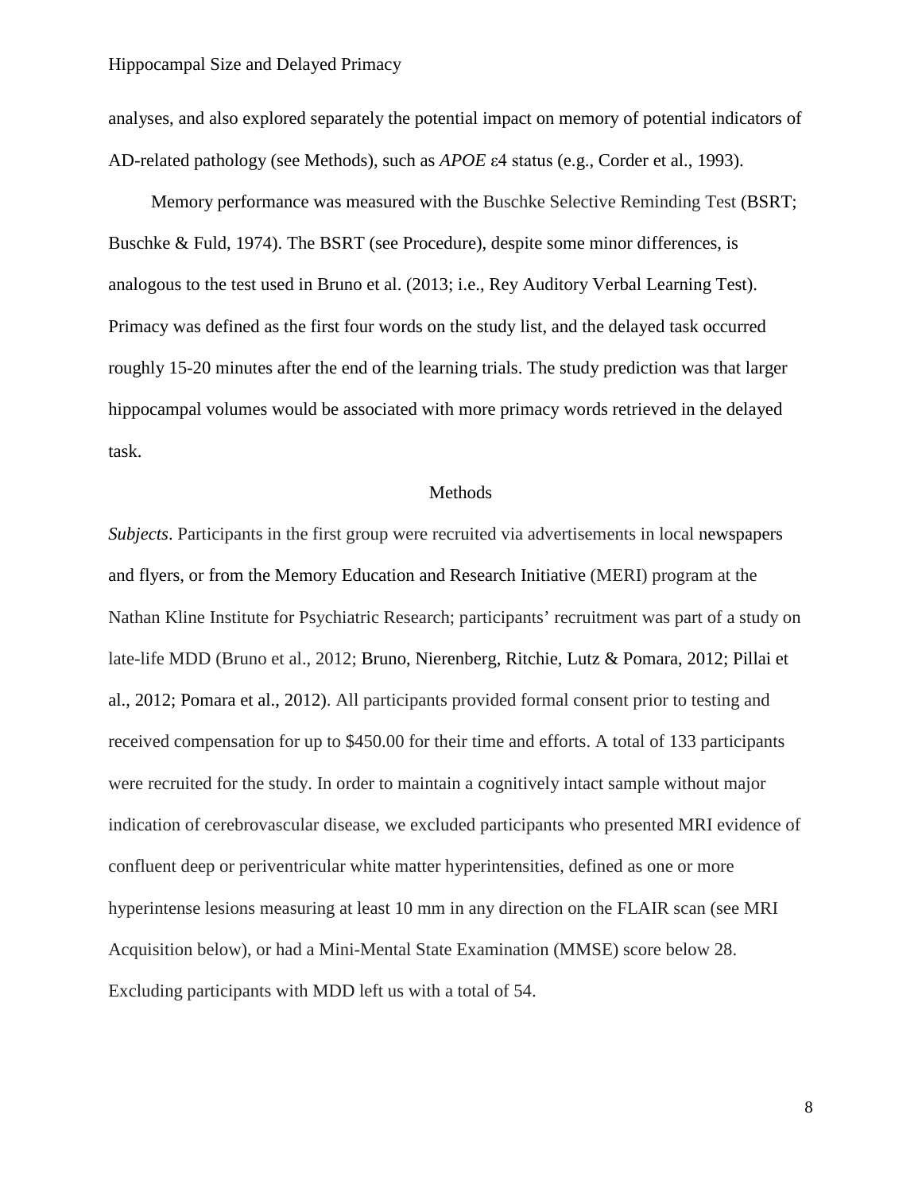analyses, and also explored separately the potential impact on memory of potential indicators of AD-related pathology (see Methods), such as *APOE* ε4 status (e.g., Corder et al., 1993).

Memory performance was measured with the Buschke Selective Reminding Test (BSRT; Buschke & Fuld, 1974). The BSRT (see Procedure), despite some minor differences, is analogous to the test used in Bruno et al. (2013; i.e., Rey Auditory Verbal Learning Test). Primacy was defined as the first four words on the study list, and the delayed task occurred roughly 15-20 minutes after the end of the learning trials. The study prediction was that larger hippocampal volumes would be associated with more primacy words retrieved in the delayed task.

## Methods

*Subjects*. Participants in the first group were recruited via advertisements in local newspapers and flyers, or from the Memory Education and Research Initiative (MERI) program at the Nathan Kline Institute for Psychiatric Research; participants' recruitment was part of a study on late-life MDD (Bruno et al., 2012; Bruno, Nierenberg, Ritchie, Lutz & Pomara, 2012; Pillai et al., 2012; Pomara et al., 2012). All participants provided formal consent prior to testing and received compensation for up to $450.00 for their time and efforts. A total of 133 participants were recruited for the study. In order to maintain a cognitively intact sample without major indication of cerebrovascular disease, we excluded participants who presented MRI evidence of confluent deep or periventricular white matter hyperintensities, defined as one or more hyperintense lesions measuring at least 10 mm in any direction on the FLAIR scan (see MRI Acquisition below), or had a Mini-Mental State Examination (MMSE) score below 28. Excluding participants with MDD left us with a total of 54.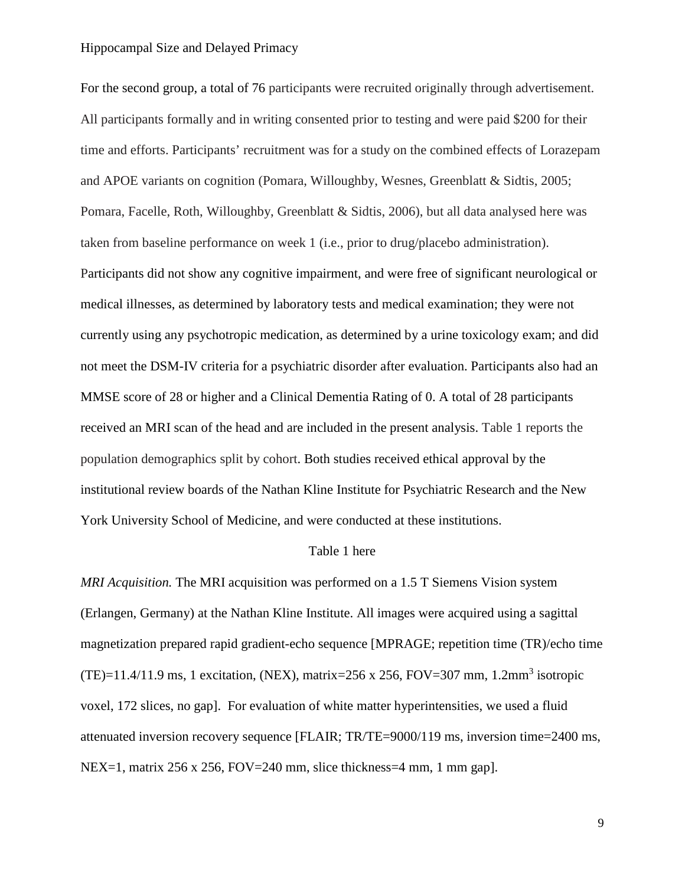For the second group, a total of 76 participants were recruited originally through advertisement. All participants formally and in writing consented prior to testing and were paid $200 for their time and efforts. Participants' recruitment was for a study on the combined effects of Lorazepam and APOE variants on cognition (Pomara, Willoughby, Wesnes, Greenblatt & Sidtis, 2005; Pomara, Facelle, Roth, Willoughby, Greenblatt & Sidtis, 2006), but all data analysed here was taken from baseline performance on week 1 (i.e., prior to drug/placebo administration). Participants did not show any cognitive impairment, and were free of significant neurological or medical illnesses, as determined by laboratory tests and medical examination; they were not currently using any psychotropic medication, as determined by a urine toxicology exam; and did not meet the DSM-IV criteria for a psychiatric disorder after evaluation. Participants also had an MMSE score of 28 or higher and a Clinical Dementia Rating of 0. A total of 28 participants received an MRI scan of the head and are included in the present analysis. Table 1 reports the population demographics split by cohort. Both studies received ethical approval by the institutional review boards of the Nathan Kline Institute for Psychiatric Research and the New York University School of Medicine, and were conducted at these institutions.

Table 1 here

*MRI Acquisition.* The MRI acquisition was performed on a 1.5 T Siemens Vision system (Erlangen, Germany) at the Nathan Kline Institute. All images were acquired using a sagittal magnetization prepared rapid gradient-echo sequence [MPRAGE; repetition time (TR)/echo time (TE)=11.4/11.9 ms, 1 excitation, (NEX), matrix=256 x 256, FOV=307 mm, 1.2mm$^3$ isotropic voxel, 172 slices, no gap]. For evaluation of white matter hyperintensities, we used a fluid attenuated inversion recovery sequence [FLAIR; TR/TE=9000/119 ms, inversion time=2400 ms, NEX=1, matrix 256 x 256, FOV=240 mm, slice thickness=4 mm, 1 mm gap].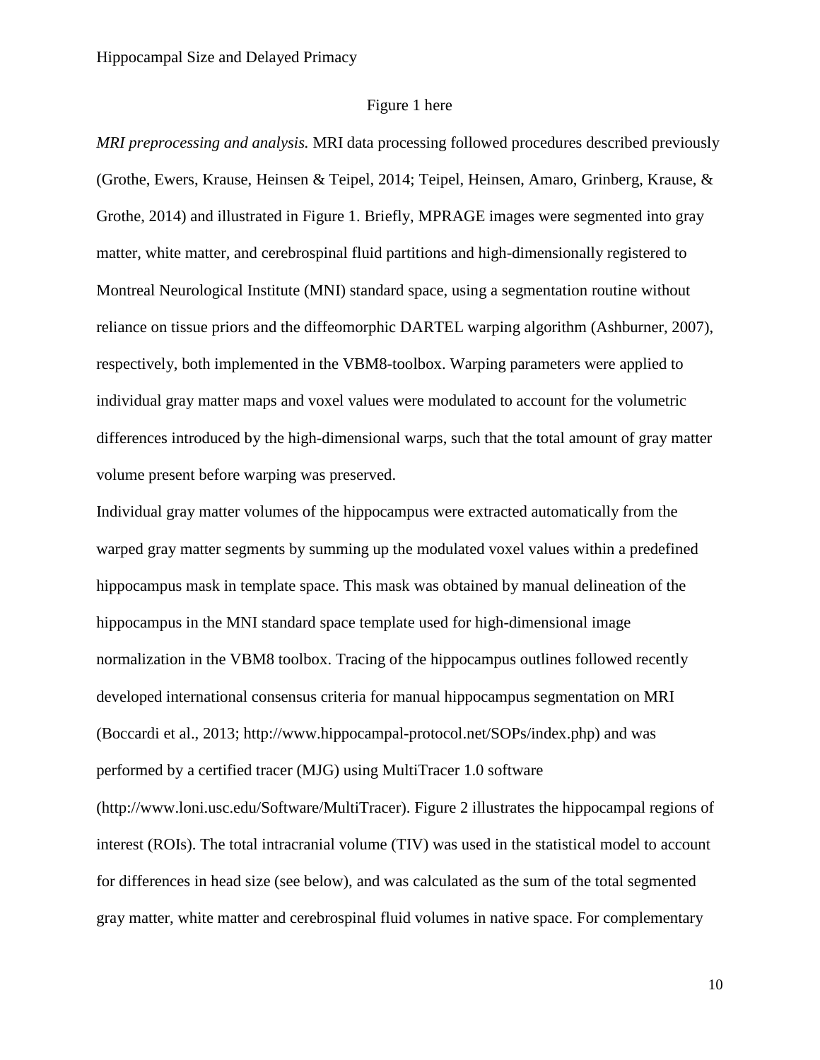Figure 1 here

*MRI preprocessing and analysis.* MRI data processing followed procedures described previously (Grothe, Ewers, Krause, Heinsen & Teipel, 2014; Teipel, Heinsen, Amaro, Grinberg, Krause, & Grothe, 2014) and illustrated in Figure 1. Briefly, MPRAGE images were segmented into gray matter, white matter, and cerebrospinal fluid partitions and high-dimensionally registered to Montreal Neurological Institute (MNI) standard space, using a segmentation routine without reliance on tissue priors and the diffeomorphic DARTEL warping algorithm (Ashburner, 2007), respectively, both implemented in the VBM8-toolbox. Warping parameters were applied to individual gray matter maps and voxel values were modulated to account for the volumetric differences introduced by the high-dimensional warps, such that the total amount of gray matter volume present before warping was preserved.

Individual gray matter volumes of the hippocampus were extracted automatically from the warped gray matter segments by summing up the modulated voxel values within a predefined hippocampus mask in template space. This mask was obtained by manual delineation of the hippocampus in the MNI standard space template used for high-dimensional image normalization in the VBM8 toolbox. Tracing of the hippocampus outlines followed recently developed international consensus criteria for manual hippocampus segmentation on MRI (Boccardi et al., 2013; http://www.hippocampal-protocol.net/SOPs/index.php) and was performed by a certified tracer (MJG) using MultiTracer 1.0 software (http://www.loni.usc.edu/Software/MultiTracer). Figure 2 illustrates the hippocampal regions of interest (ROIs). The total intracranial volume (TIV) was used in the statistical model to account for differences in head size (see below), and was calculated as the sum of the total segmented gray matter, white matter and cerebrospinal fluid volumes in native space. For complementary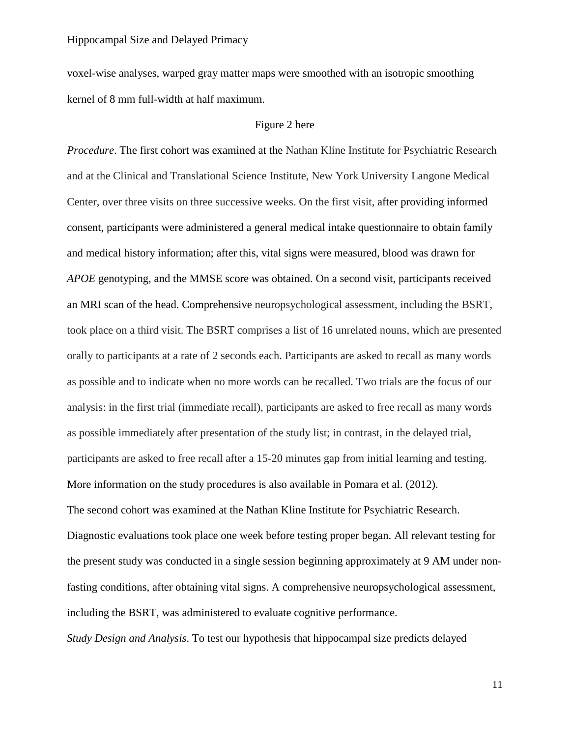voxel-wise analyses, warped gray matter maps were smoothed with an isotropic smoothing kernel of 8 mm full-width at half maximum.

Figure 2 here

*Procedure*. The first cohort was examined at the Nathan Kline Institute for Psychiatric Research and at the Clinical and Translational Science Institute, New York University Langone Medical Center, over three visits on three successive weeks. On the first visit, after providing informed consent, participants were administered a general medical intake questionnaire to obtain family and medical history information; after this, vital signs were measured, blood was drawn for *APOE* genotyping, and the MMSE score was obtained. On a second visit, participants received an MRI scan of the head. Comprehensive neuropsychological assessment, including the BSRT, took place on a third visit. The BSRT comprises a list of 16 unrelated nouns, which are presented orally to participants at a rate of 2 seconds each. Participants are asked to recall as many words as possible and to indicate when no more words can be recalled. Two trials are the focus of our analysis: in the first trial (immediate recall), participants are asked to free recall as many words as possible immediately after presentation of the study list; in contrast, in the delayed trial, participants are asked to free recall after a 15-20 minutes gap from initial learning and testing. More information on the study procedures is also available in Pomara et al. (2012).

The second cohort was examined at the Nathan Kline Institute for Psychiatric Research. Diagnostic evaluations took place one week before testing proper began. All relevant testing for the present study was conducted in a single session beginning approximately at 9 AM under non-fasting conditions, after obtaining vital signs. A comprehensive neuropsychological assessment, including the BSRT, was administered to evaluate cognitive performance.

*Study Design and Analysis*. To test our hypothesis that hippocampal size predicts delayed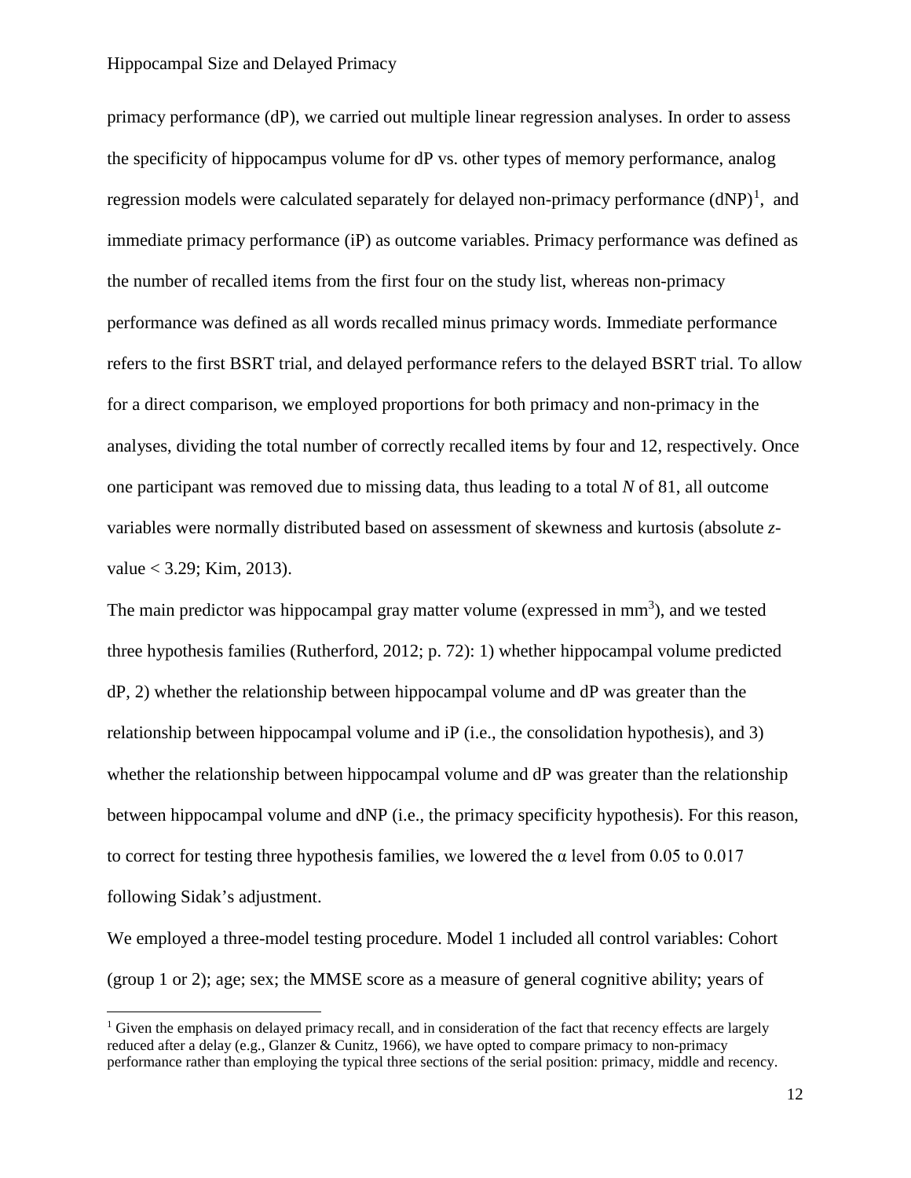primacy performance (dP), we carried out multiple linear regression analyses. In order to assess the specificity of hippocampus volume for dP vs. other types of memory performance, analog regression models were calculated separately for delayed non-primacy performance (dNP)[1], and immediate primacy performance (iP) as outcome variables. Primacy performance was defined as the number of recalled items from the first four on the study list, whereas non-primacy performance was defined as all words recalled minus primacy words. Immediate performance refers to the first BSRT trial, and delayed performance refers to the delayed BSRT trial. To allow for a direct comparison, we employed proportions for both primacy and non-primacy in the analyses, dividing the total number of correctly recalled items by four and 12, respectively. Once one participant was removed due to missing data, thus leading to a total *N* of 81, all outcome variables were normally distributed based on assessment of skewness and kurtosis (absolute *z*-value < 3.29; Kim, 2013).

The main predictor was hippocampal gray matter volume (expressed in $mm^3$), and we tested three hypothesis families (Rutherford, 2012; p. 72): 1) whether hippocampal volume predicted dP, 2) whether the relationship between hippocampal volume and dP was greater than the relationship between hippocampal volume and iP (i.e., the consolidation hypothesis), and 3) whether the relationship between hippocampal volume and dP was greater than the relationship between hippocampal volume and dNP (i.e., the primacy specificity hypothesis). For this reason, to correct for testing three hypothesis families, we lowered the $\alpha$ level from 0.05 to 0.017 following Sidak's adjustment.

We employed a three-model testing procedure. Model 1 included all control variables: Cohort (group 1 or 2); age; sex; the MMSE score as a measure of general cognitive ability; years of

[1] Given the emphasis on delayed primacy recall, and in consideration of the fact that recency effects are largely reduced after a delay (e.g., Glanzer & Cunitz, 1966), we have opted to compare primacy to non-primacy performance rather than employing the typical three sections of the serial position: primacy, middle and recency.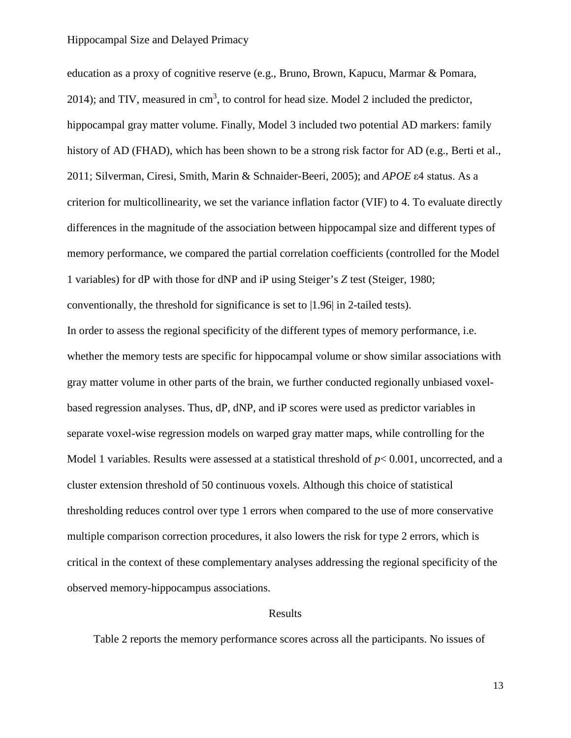education as a proxy of cognitive reserve (e.g., Bruno, Brown, Kapucu, Marmar & Pomara, 2014); and TIV, measured in $cm^3$, to control for head size. Model 2 included the predictor, hippocampal gray matter volume. Finally, Model 3 included two potential AD markers: family history of AD (FHAD), which has been shown to be a strong risk factor for AD (e.g., Berti et al., 2011; Silverman, Ciresi, Smith, Marin & Schnaider-Beeri, 2005); and *APOE* ε4 status. As a criterion for multicollinearity, we set the variance inflation factor (VIF) to 4. To evaluate directly differences in the magnitude of the association between hippocampal size and different types of memory performance, we compared the partial correlation coefficients (controlled for the Model 1 variables) for dP with those for dNP and iP using Steiger's *Z* test (Steiger, 1980; conventionally, the threshold for significance is set to |1.96| in 2-tailed tests).

In order to assess the regional specificity of the different types of memory performance, i.e. whether the memory tests are specific for hippocampal volume or show similar associations with gray matter volume in other parts of the brain, we further conducted regionally unbiased voxel-based regression analyses. Thus, dP, dNP, and iP scores were used as predictor variables in separate voxel-wise regression models on warped gray matter maps, while controlling for the Model 1 variables. Results were assessed at a statistical threshold of $p < 0.001$, uncorrected, and a cluster extension threshold of 50 continuous voxels. Although this choice of statistical thresholding reduces control over type 1 errors when compared to the use of more conservative multiple comparison correction procedures, it also lowers the risk for type 2 errors, which is critical in the context of these complementary analyses addressing the regional specificity of the observed memory-hippocampus associations.

## Results

Table 2 reports the memory performance scores across all the participants. No issues of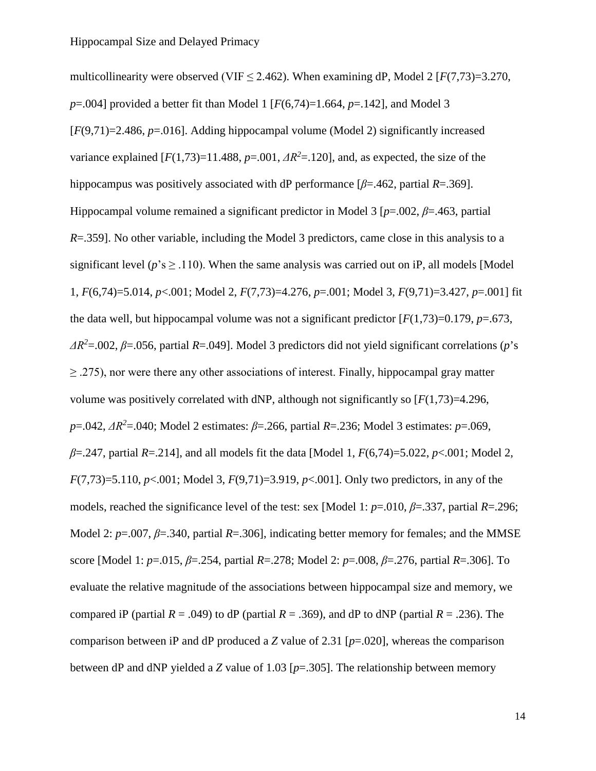multicollinearity were observed (VIF $\leq$ 2.462). When examining dP, Model 2 [$F(7,73)=3.270$, $p=.004$] provided a better fit than Model 1 [$F(6,74)=1.664$, $p=.142$], and Model 3 [$F(9,71)=2.486$, $p=.016$]. Adding hippocampal volume (Model 2) significantly increased variance explained [$F(1,73)=11.488$, $p=.001$, $\Delta R^2=.120$], and, as expected, the size of the hippocampus was positively associated with dP performance [$\beta=.462$, partial $R=.369$]. Hippocampal volume remained a significant predictor in Model 3 [$p=.002$, $\beta=.463$, partial $R=.359$]. No other variable, including the Model 3 predictors, came close in this analysis to a significant level ($p$'s $\geq$ .110). When the same analysis was carried out on iP, all models [Model 1, $F(6,74)=5.014$, $p<.001$; Model 2, $F(7,73)=4.276$, $p=.001$; Model 3, $F(9,71)=3.427$, $p=.001$] fit the data well, but hippocampal volume was not a significant predictor [$F(1,73)=0.179$, $p=.673$, $\Delta R^2=.002$, $\beta=.056$, partial $R=.049$]. Model 3 predictors did not yield significant correlations ($p$'s $\geq$ .275), nor were there any other associations of interest. Finally, hippocampal gray matter volume was positively correlated with dNP, although not significantly so [$F(1,73)=4.296$, $p=.042$, $\Delta R^2=.040$; Model 2 estimates: $\beta=.266$, partial $R=.236$; Model 3 estimates: $p=.069$, $\beta=.247$, partial $R=.214$], and all models fit the data [Model 1, $F(6,74)=5.022$, $p<.001$; Model 2, $F(7,73)=5.110$, $p<.001$; Model 3, $F(9,71)=3.919$, $p<.001$]. Only two predictors, in any of the models, reached the significance level of the test: sex [Model 1: $p=.010$, $\beta=.337$, partial $R=.296$; Model 2: $p=.007$, $\beta=.340$, partial $R=.306$], indicating better memory for females; and the MMSE score [Model 1: $p=.015$, $\beta=.254$, partial $R=.278$; Model 2: $p=.008$, $\beta=.276$, partial $R=.306$]. To evaluate the relative magnitude of the associations between hippocampal size and memory, we compared iP (partial $R$ = .049) to dP (partial $R$ = .369), and dP to dNP (partial $R$ = .236). The comparison between iP and dP produced a $Z$ value of 2.31 [$p=.020$], whereas the comparison between dP and dNP yielded a $Z$ value of 1.03 [$p=.305$]. The relationship between memory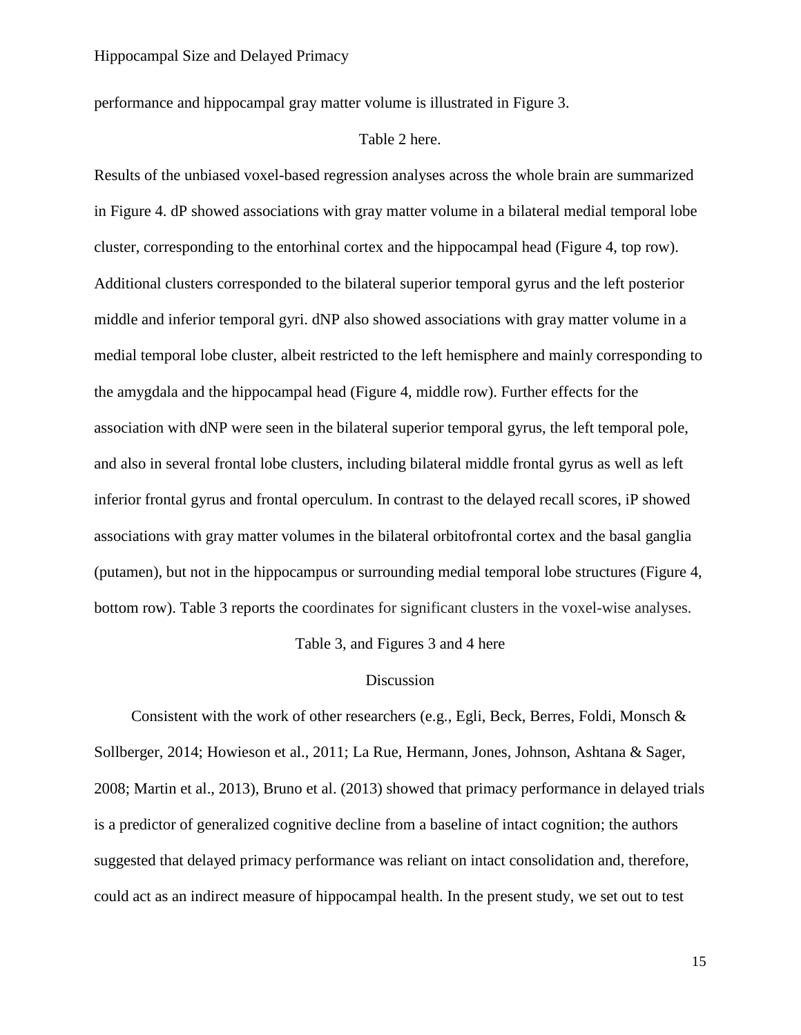performance and hippocampal gray matter volume is illustrated in Figure 3.

Table 2 here.

Results of the unbiased voxel-based regression analyses across the whole brain are summarized in Figure 4. dP showed associations with gray matter volume in a bilateral medial temporal lobe cluster, corresponding to the entorhinal cortex and the hippocampal head (Figure 4, top row). Additional clusters corresponded to the bilateral superior temporal gyrus and the left posterior middle and inferior temporal gyri. dNP also showed associations with gray matter volume in a medial temporal lobe cluster, albeit restricted to the left hemisphere and mainly corresponding to the amygdala and the hippocampal head (Figure 4, middle row). Further effects for the association with dNP were seen in the bilateral superior temporal gyrus, the left temporal pole, and also in several frontal lobe clusters, including bilateral middle frontal gyrus as well as left inferior frontal gyrus and frontal operculum. In contrast to the delayed recall scores, iP showed associations with gray matter volumes in the bilateral orbitofrontal cortex and the basal ganglia (putamen), but not in the hippocampus or surrounding medial temporal lobe structures (Figure 4, bottom row). Table 3 reports the coordinates for significant clusters in the voxel-wise analyses.

Table 3, and Figures 3 and 4 here

## Discussion

Consistent with the work of other researchers (e.g., Egli, Beck, Berres, Foldi, Monsch & Sollberger, 2014; Howieson et al., 2011; La Rue, Hermann, Jones, Johnson, Ashtana & Sager, 2008; Martin et al., 2013), Bruno et al. (2013) showed that primacy performance in delayed trials is a predictor of generalized cognitive decline from a baseline of intact cognition; the authors suggested that delayed primacy performance was reliant on intact consolidation and, therefore, could act as an indirect measure of hippocampal health. In the present study, we set out to test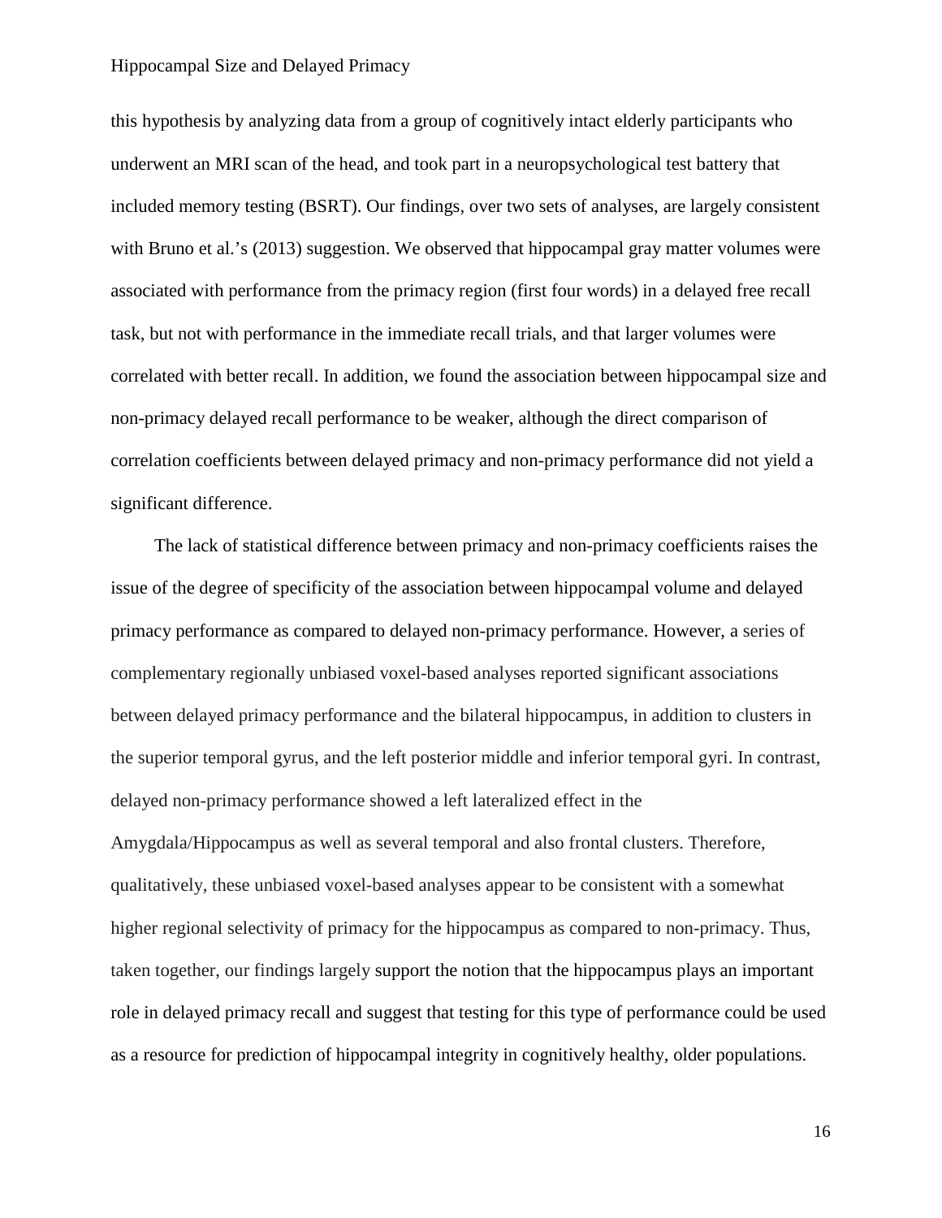this hypothesis by analyzing data from a group of cognitively intact elderly participants who underwent an MRI scan of the head, and took part in a neuropsychological test battery that included memory testing (BSRT). Our findings, over two sets of analyses, are largely consistent with Bruno et al.'s (2013) suggestion. We observed that hippocampal gray matter volumes were associated with performance from the primacy region (first four words) in a delayed free recall task, but not with performance in the immediate recall trials, and that larger volumes were correlated with better recall. In addition, we found the association between hippocampal size and non-primacy delayed recall performance to be weaker, although the direct comparison of correlation coefficients between delayed primacy and non-primacy performance did not yield a significant difference.

The lack of statistical difference between primacy and non-primacy coefficients raises the issue of the degree of specificity of the association between hippocampal volume and delayed primacy performance as compared to delayed non-primacy performance. However, a series of complementary regionally unbiased voxel-based analyses reported significant associations between delayed primacy performance and the bilateral hippocampus, in addition to clusters in the superior temporal gyrus, and the left posterior middle and inferior temporal gyri. In contrast, delayed non-primacy performance showed a left lateralized effect in the Amygdala/Hippocampus as well as several temporal and also frontal clusters. Therefore, qualitatively, these unbiased voxel-based analyses appear to be consistent with a somewhat higher regional selectivity of primacy for the hippocampus as compared to non-primacy. Thus, taken together, our findings largely support the notion that the hippocampus plays an important role in delayed primacy recall and suggest that testing for this type of performance could be used as a resource for prediction of hippocampal integrity in cognitively healthy, older populations.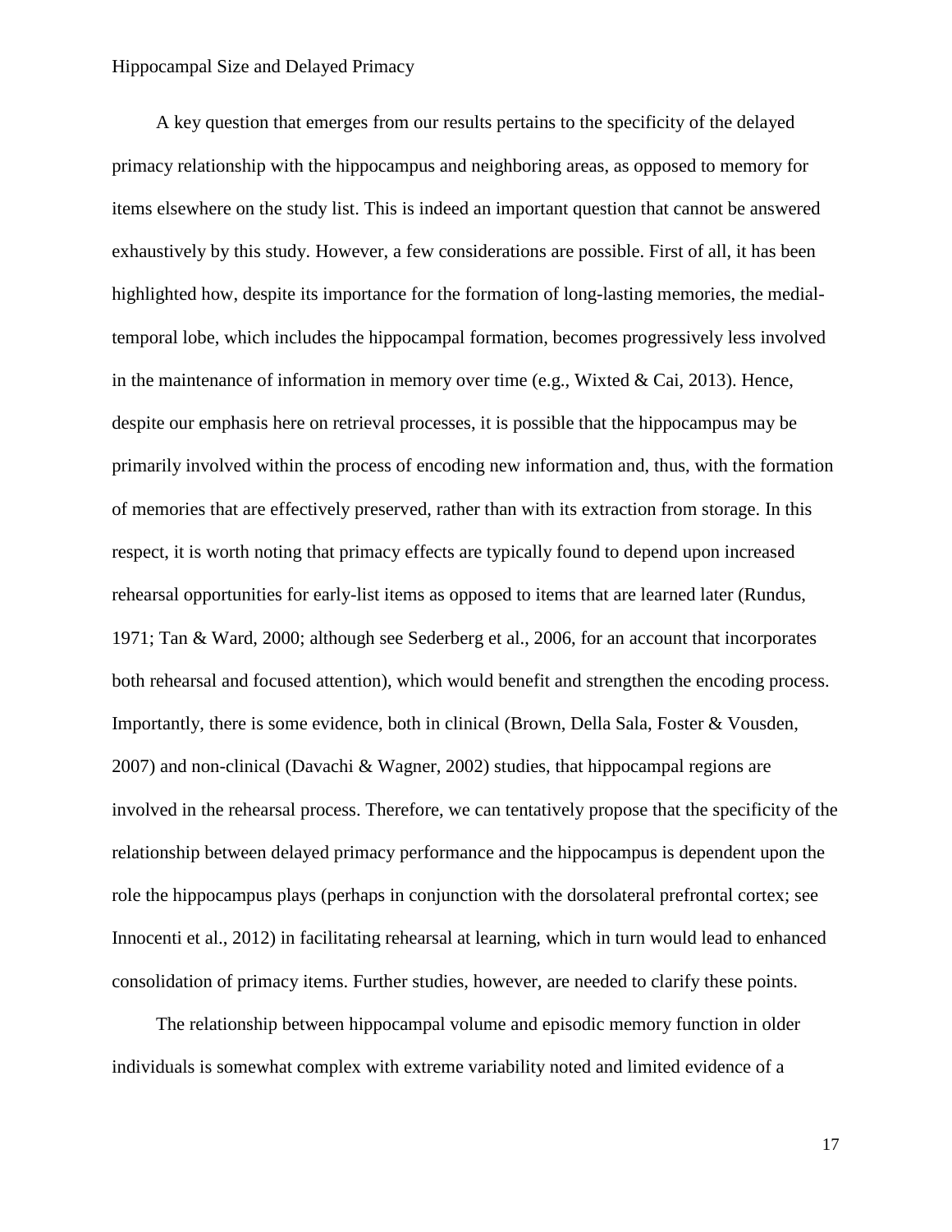A key question that emerges from our results pertains to the specificity of the delayed primacy relationship with the hippocampus and neighboring areas, as opposed to memory for items elsewhere on the study list. This is indeed an important question that cannot be answered exhaustively by this study. However, a few considerations are possible. First of all, it has been highlighted how, despite its importance for the formation of long-lasting memories, the medial-temporal lobe, which includes the hippocampal formation, becomes progressively less involved in the maintenance of information in memory over time (e.g., Wixted & Cai, 2013). Hence, despite our emphasis here on retrieval processes, it is possible that the hippocampus may be primarily involved within the process of encoding new information and, thus, with the formation of memories that are effectively preserved, rather than with its extraction from storage. In this respect, it is worth noting that primacy effects are typically found to depend upon increased rehearsal opportunities for early-list items as opposed to items that are learned later (Rundus, 1971; Tan & Ward, 2000; although see Sederberg et al., 2006, for an account that incorporates both rehearsal and focused attention), which would benefit and strengthen the encoding process. Importantly, there is some evidence, both in clinical (Brown, Della Sala, Foster & Vousden, 2007) and non-clinical (Davachi & Wagner, 2002) studies, that hippocampal regions are involved in the rehearsal process. Therefore, we can tentatively propose that the specificity of the relationship between delayed primacy performance and the hippocampus is dependent upon the role the hippocampus plays (perhaps in conjunction with the dorsolateral prefrontal cortex; see Innocenti et al., 2012) in facilitating rehearsal at learning, which in turn would lead to enhanced consolidation of primacy items. Further studies, however, are needed to clarify these points.

The relationship between hippocampal volume and episodic memory function in older individuals is somewhat complex with extreme variability noted and limited evidence of a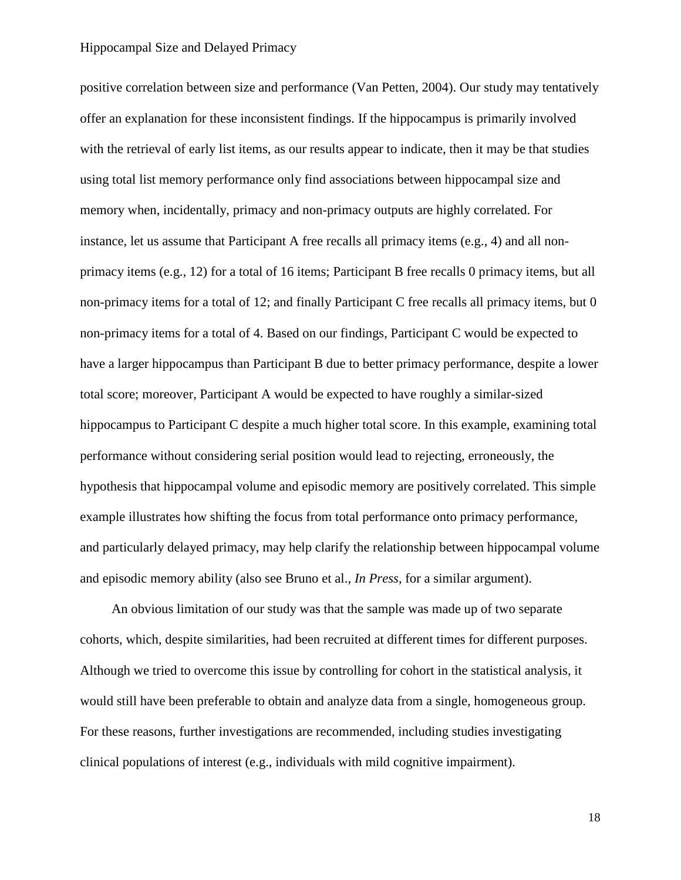positive correlation between size and performance (Van Petten, 2004). Our study may tentatively offer an explanation for these inconsistent findings. If the hippocampus is primarily involved with the retrieval of early list items, as our results appear to indicate, then it may be that studies using total list memory performance only find associations between hippocampal size and memory when, incidentally, primacy and non-primacy outputs are highly correlated. For instance, let us assume that Participant A free recalls all primacy items (e.g., 4) and all non-primacy items (e.g., 12) for a total of 16 items; Participant B free recalls 0 primacy items, but all non-primacy items for a total of 12; and finally Participant C free recalls all primacy items, but 0 non-primacy items for a total of 4. Based on our findings, Participant C would be expected to have a larger hippocampus than Participant B due to better primacy performance, despite a lower total score; moreover, Participant A would be expected to have roughly a similar-sized hippocampus to Participant C despite a much higher total score. In this example, examining total performance without considering serial position would lead to rejecting, erroneously, the hypothesis that hippocampal volume and episodic memory are positively correlated. This simple example illustrates how shifting the focus from total performance onto primacy performance, and particularly delayed primacy, may help clarify the relationship between hippocampal volume and episodic memory ability (also see Bruno et al., *In Press*, for a similar argument).

An obvious limitation of our study was that the sample was made up of two separate cohorts, which, despite similarities, had been recruited at different times for different purposes. Although we tried to overcome this issue by controlling for cohort in the statistical analysis, it would still have been preferable to obtain and analyze data from a single, homogeneous group. For these reasons, further investigations are recommended, including studies investigating clinical populations of interest (e.g., individuals with mild cognitive impairment).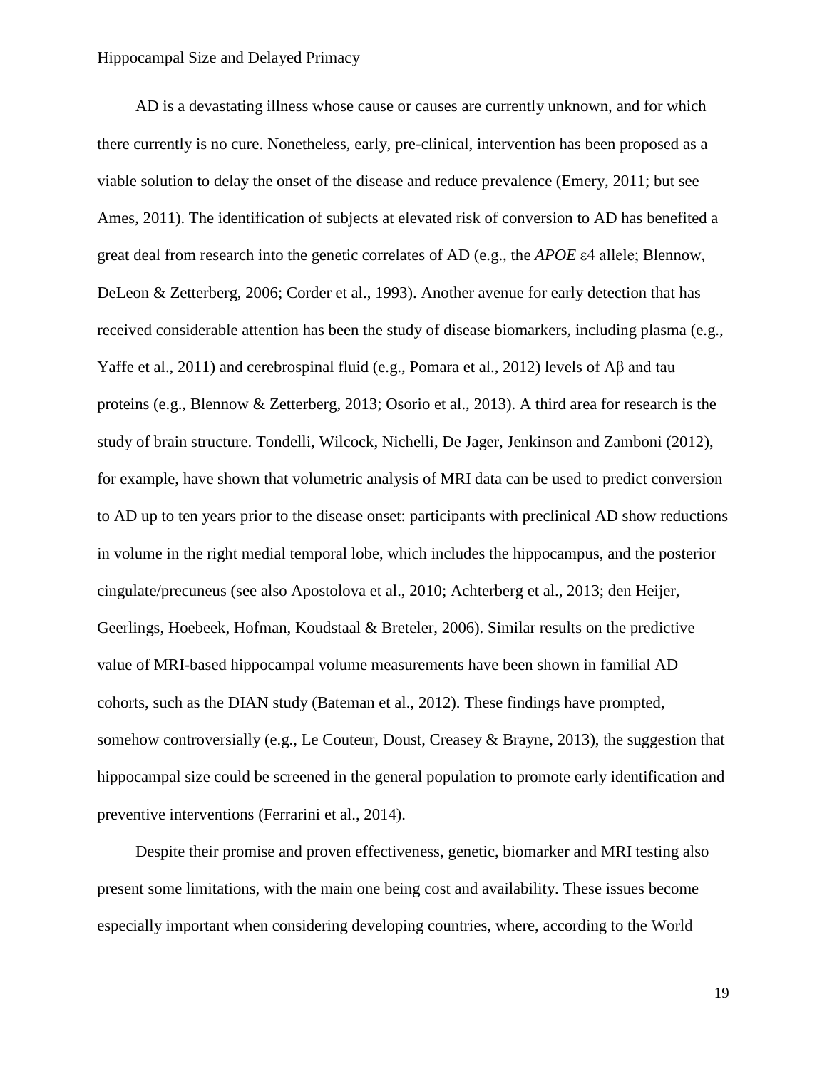AD is a devastating illness whose cause or causes are currently unknown, and for which there currently is no cure. Nonetheless, early, pre-clinical, intervention has been proposed as a viable solution to delay the onset of the disease and reduce prevalence (Emery, 2011; but see Ames, 2011). The identification of subjects at elevated risk of conversion to AD has benefited a great deal from research into the genetic correlates of AD (e.g., the *APOE* ε4 allele; Blennow, DeLeon & Zetterberg, 2006; Corder et al., 1993). Another avenue for early detection that has received considerable attention has been the study of disease biomarkers, including plasma (e.g., Yaffe et al., 2011) and cerebrospinal fluid (e.g., Pomara et al., 2012) levels of Aβ and tau proteins (e.g., Blennow & Zetterberg, 2013; Osorio et al., 2013). A third area for research is the study of brain structure. Tondelli, Wilcock, Nichelli, De Jager, Jenkinson and Zamboni (2012), for example, have shown that volumetric analysis of MRI data can be used to predict conversion to AD up to ten years prior to the disease onset: participants with preclinical AD show reductions in volume in the right medial temporal lobe, which includes the hippocampus, and the posterior cingulate/precuneus (see also Apostolova et al., 2010; Achterberg et al., 2013; den Heijer, Geerlings, Hoebeek, Hofman, Koudstaal & Breteler, 2006). Similar results on the predictive value of MRI-based hippocampal volume measurements have been shown in familial AD cohorts, such as the DIAN study (Bateman et al., 2012). These findings have prompted, somehow controversially (e.g., Le Couteur, Doust, Creasey & Brayne, 2013), the suggestion that hippocampal size could be screened in the general population to promote early identification and preventive interventions (Ferrarini et al., 2014).

Despite their promise and proven effectiveness, genetic, biomarker and MRI testing also present some limitations, with the main one being cost and availability. These issues become especially important when considering developing countries, where, according to the World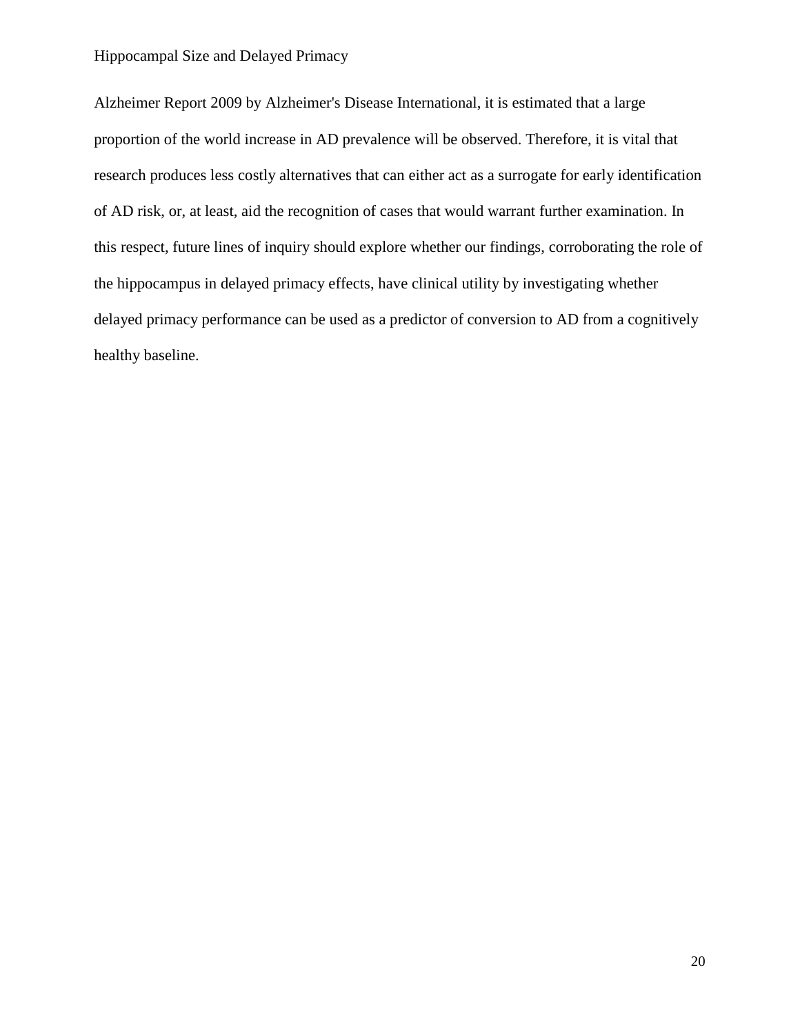Alzheimer Report 2009 by Alzheimer's Disease International, it is estimated that a large proportion of the world increase in AD prevalence will be observed. Therefore, it is vital that research produces less costly alternatives that can either act as a surrogate for early identification of AD risk, or, at least, aid the recognition of cases that would warrant further examination. In this respect, future lines of inquiry should explore whether our findings, corroborating the role of the hippocampus in delayed primacy effects, have clinical utility by investigating whether delayed primacy performance can be used as a predictor of conversion to AD from a cognitively healthy baseline.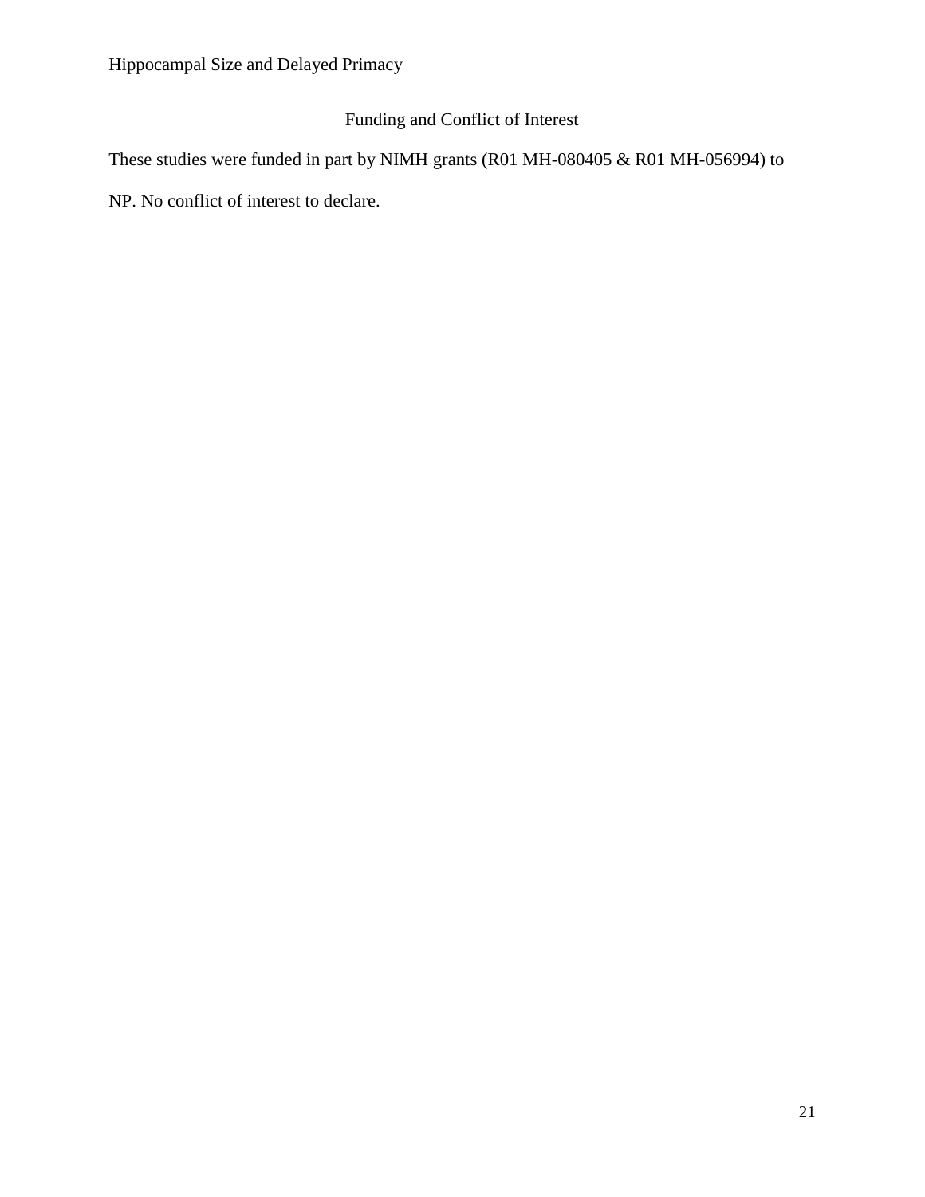## Funding and Conflict of Interest

These studies were funded in part by NIMH grants (R01 MH-080405 & R01 MH-056994) to NP. No conflict of interest to declare.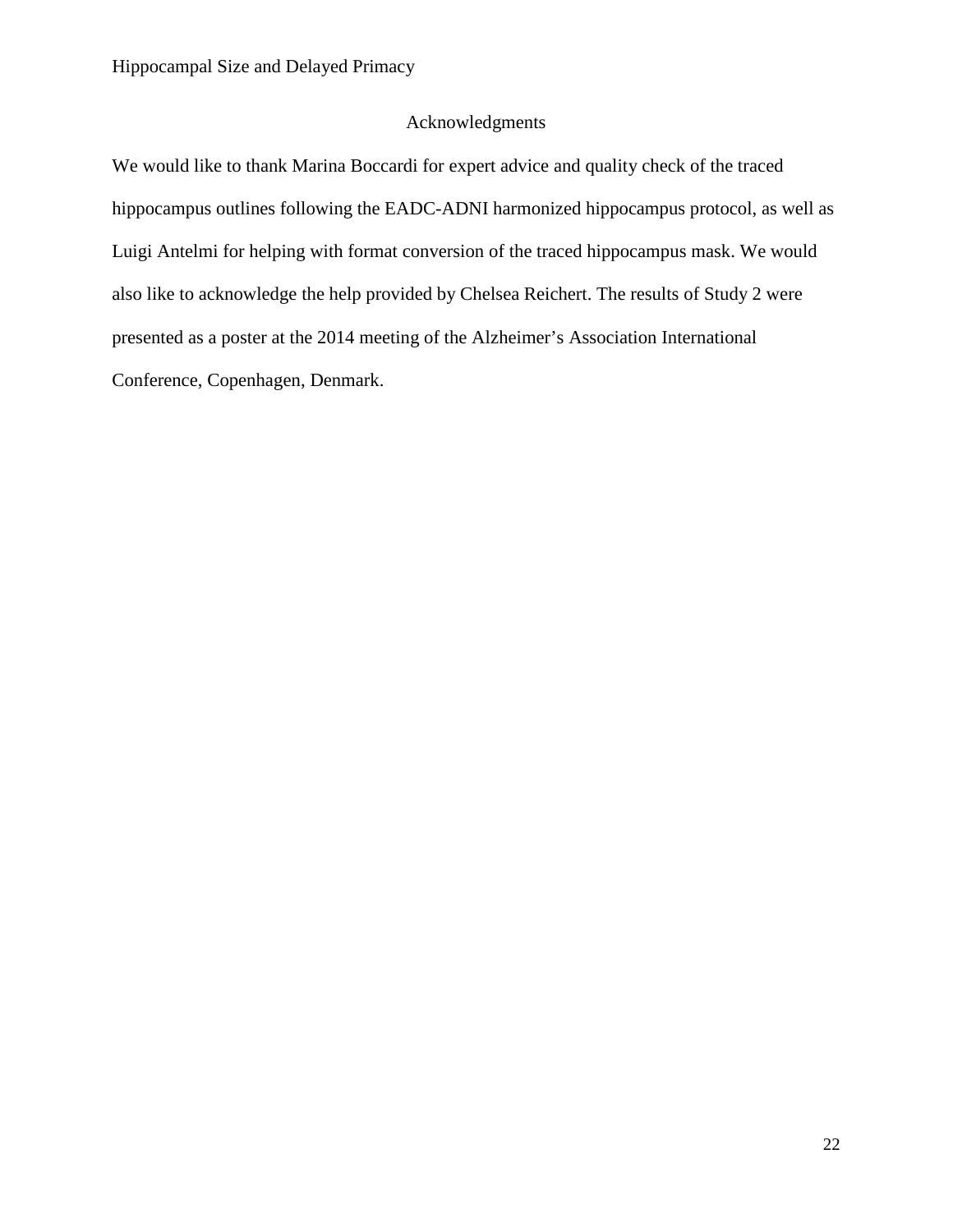# Acknowledgments

We would like to thank Marina Boccardi for expert advice and quality check of the traced hippocampus outlines following the EADC-ADNI harmonized hippocampus protocol, as well as Luigi Antelmi for helping with format conversion of the traced hippocampus mask. We would also like to acknowledge the help provided by Chelsea Reichert. The results of Study 2 were presented as a poster at the 2014 meeting of the Alzheimer's Association International Conference, Copenhagen, Denmark.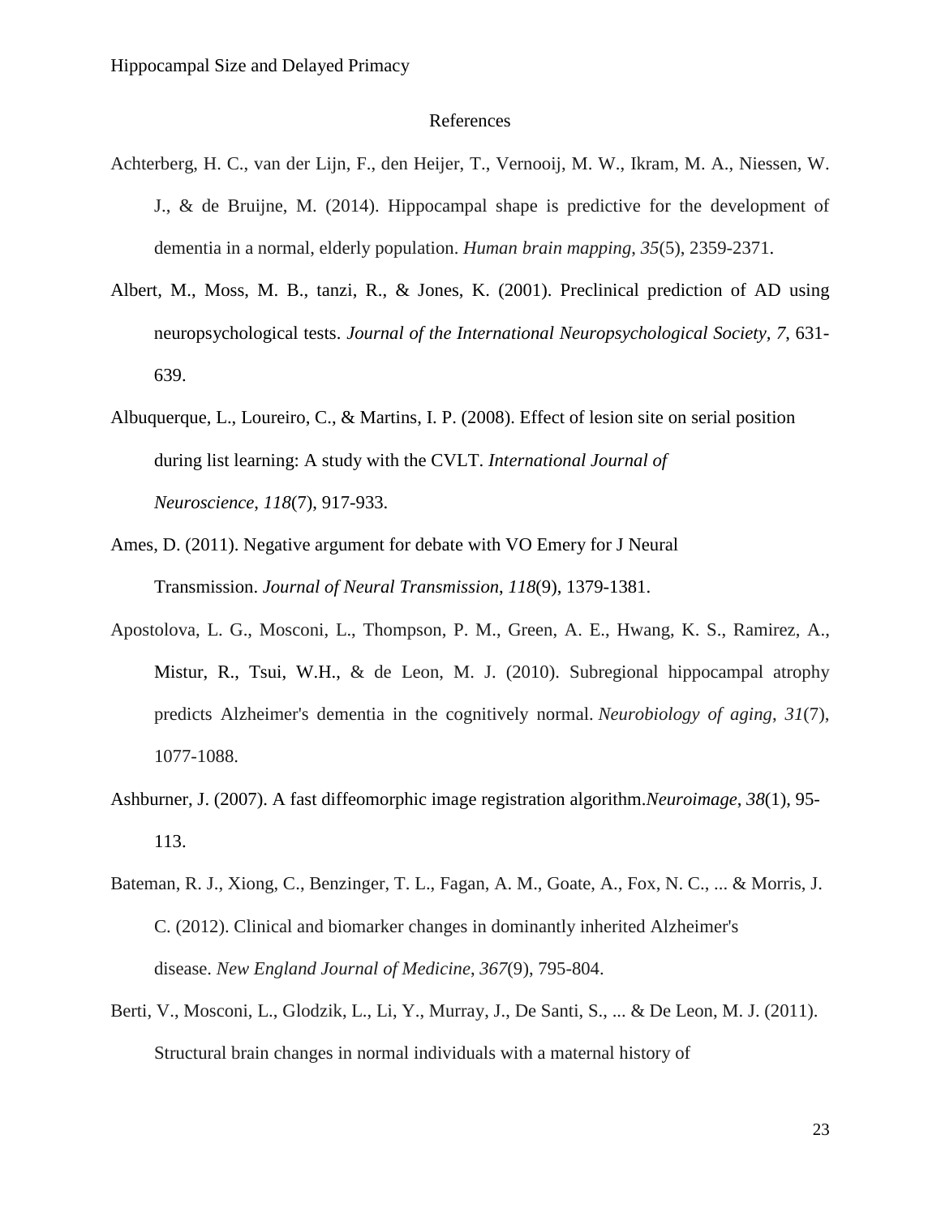# References

Achterberg, H. C., van der Lijn, F., den Heijer, T., Vernooij, M. W., Ikram, M. A., Niessen, W. J., & de Bruijne, M. (2014). Hippocampal shape is predictive for the development of dementia in a normal, elderly population. *Human brain mapping*, *35*(5), 2359-2371.

Albert, M., Moss, M. B., tanzi, R., & Jones, K. (2001). Preclinical prediction of AD using neuropsychological tests. *Journal of the International Neuropsychological Society, 7*, 631-639.

Albuquerque, L., Loureiro, C., & Martins, I. P. (2008). Effect of lesion site on serial position during list learning: A study with the CVLT. *International Journal of Neuroscience*, *118*(7), 917-933.

Ames, D. (2011). Negative argument for debate with VO Emery for J Neural Transmission. *Journal of Neural Transmission*, *118*(9), 1379-1381.

Apostolova, L. G., Mosconi, L., Thompson, P. M., Green, A. E., Hwang, K. S., Ramirez, A., Mistur, R., Tsui, W.H., & de Leon, M. J. (2010). Subregional hippocampal atrophy predicts Alzheimer's dementia in the cognitively normal. *Neurobiology of aging*, *31*(7), 1077-1088.

Ashburner, J. (2007). A fast diffeomorphic image registration algorithm.*Neuroimage*, *38*(1), 95-113.

Bateman, R. J., Xiong, C., Benzinger, T. L., Fagan, A. M., Goate, A., Fox, N. C., ... & Morris, J. C. (2012). Clinical and biomarker changes in dominantly inherited Alzheimer's disease. *New England Journal of Medicine*, *367*(9), 795-804.

Berti, V., Mosconi, L., Glodzik, L., Li, Y., Murray, J., De Santi, S., ... & De Leon, M. J. (2011). Structural brain changes in normal individuals with a maternal history of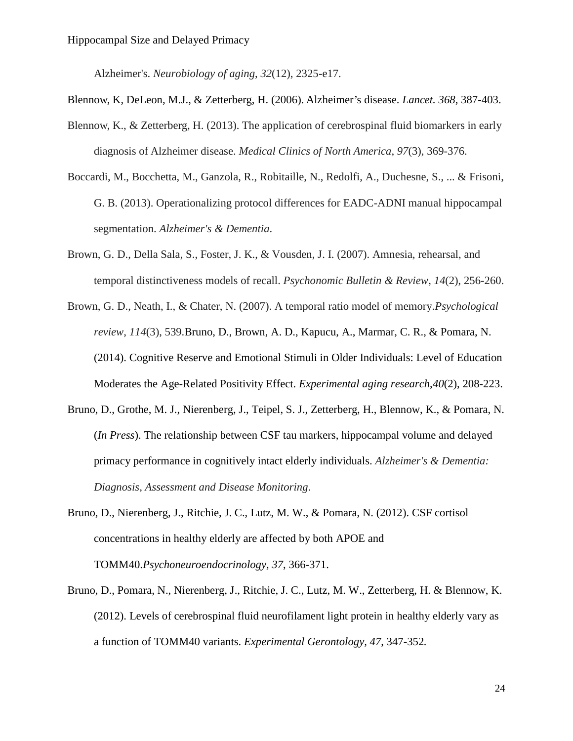Alzheimer's. *Neurobiology of aging*, *32*(12), 2325-e17.

Blennow, K, DeLeon, M.J., & Zetterberg, H. (2006). Alzheimer's disease. *Lancet. 368*, 387-403.

Blennow, K., & Zetterberg, H. (2013). The application of cerebrospinal fluid biomarkers in early diagnosis of Alzheimer disease. *Medical Clinics of North America*, *97*(3), 369-376.

Boccardi, M., Bocchetta, M., Ganzola, R., Robitaille, N., Redolfi, A., Duchesne, S., ... & Frisoni, G. B. (2013). Operationalizing protocol differences for EADC-ADNI manual hippocampal segmentation. *Alzheimer's & Dementia*.

Brown, G. D., Della Sala, S., Foster, J. K., & Vousden, J. I. (2007). Amnesia, rehearsal, and temporal distinctiveness models of recall. *Psychonomic Bulletin & Review*, *14*(2), 256-260.

Brown, G. D., Neath, I., & Chater, N. (2007). A temporal ratio model of memory.*Psychological review*, *114*(3), 539.Bruno, D., Brown, A. D., Kapucu, A., Marmar, C. R., & Pomara, N. (2014). Cognitive Reserve and Emotional Stimuli in Older Individuals: Level of Education Moderates the Age-Related Positivity Effect. *Experimental aging research*,*40*(2), 208-223.

Bruno, D., Grothe, M. J., Nierenberg, J., Teipel, S. J., Zetterberg, H., Blennow, K., & Pomara, N. (*In Press*). The relationship between CSF tau markers, hippocampal volume and delayed primacy performance in cognitively intact elderly individuals. *Alzheimer's & Dementia: Diagnosis, Assessment and Disease Monitoring*.

Bruno, D., Nierenberg, J., Ritchie, J. C., Lutz, M. W., & Pomara, N. (2012). CSF cortisol concentrations in healthy elderly are affected by both APOE and TOMM40.*Psychoneuroendocrinology*, *37*, 366-371.

Bruno, D., Pomara, N., Nierenberg, J., Ritchie, J. C., Lutz, M. W., Zetterberg, H. & Blennow, K. (2012). Levels of cerebrospinal fluid neurofilament light protein in healthy elderly vary as a function of TOMM40 variants. *Experimental Gerontology, 47*, 347-352.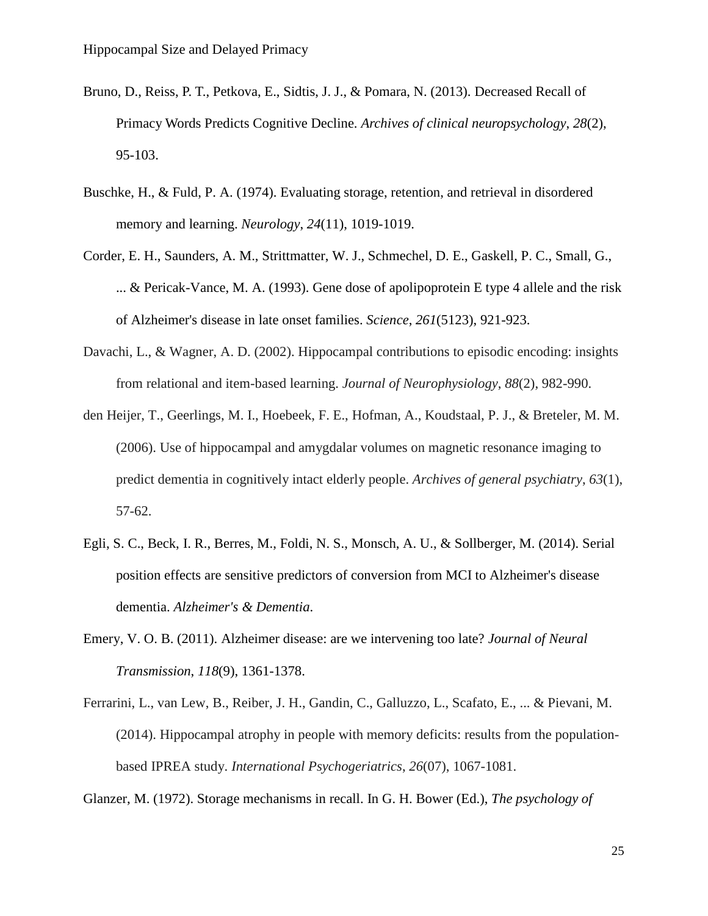Bruno, D., Reiss, P. T., Petkova, E., Sidtis, J. J., & Pomara, N. (2013). Decreased Recall of Primacy Words Predicts Cognitive Decline. *Archives of clinical neuropsychology*, *28*(2), 95-103.

Buschke, H., & Fuld, P. A. (1974). Evaluating storage, retention, and retrieval in disordered memory and learning. *Neurology*, *24*(11), 1019-1019.

Corder, E. H., Saunders, A. M., Strittmatter, W. J., Schmechel, D. E., Gaskell, P. C., Small, G., ... & Pericak-Vance, M. A. (1993). Gene dose of apolipoprotein E type 4 allele and the risk of Alzheimer's disease in late onset families. *Science*, *261*(5123), 921-923.

Davachi, L., & Wagner, A. D. (2002). Hippocampal contributions to episodic encoding: insights from relational and item-based learning. *Journal of Neurophysiology*, *88*(2), 982-990.

den Heijer, T., Geerlings, M. I., Hoebeek, F. E., Hofman, A., Koudstaal, P. J., & Breteler, M. M. (2006). Use of hippocampal and amygdalar volumes on magnetic resonance imaging to predict dementia in cognitively intact elderly people. *Archives of general psychiatry*, *63*(1), 57-62.

Egli, S. C., Beck, I. R., Berres, M., Foldi, N. S., Monsch, A. U., & Sollberger, M. (2014). Serial position effects are sensitive predictors of conversion from MCI to Alzheimer's disease dementia. *Alzheimer's & Dementia*.

Emery, V. O. B. (2011). Alzheimer disease: are we intervening too late? *Journal of Neural Transmission*, *118*(9), 1361-1378.

Ferrarini, L., van Lew, B., Reiber, J. H., Gandin, C., Galluzzo, L., Scafato, E., ... & Pievani, M. (2014). Hippocampal atrophy in people with memory deficits: results from the population-based IPREA study. *International Psychogeriatrics*, *26*(07), 1067-1081.

Glanzer, M. (1972). Storage mechanisms in recall. In G. H. Bower (Ed.), *The psychology of*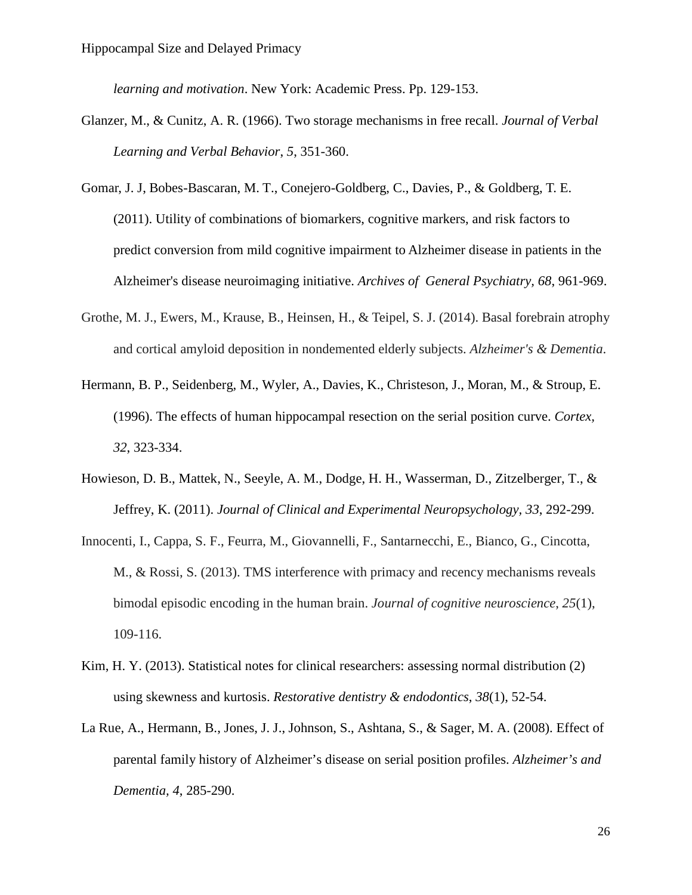*learning and motivation*. New York: Academic Press. Pp. 129-153.

Glanzer, M., & Cunitz, A. R. (1966). Two storage mechanisms in free recall. *Journal of Verbal Learning and Verbal Behavior*, *5*, 351-360.

Gomar, J. J, Bobes-Bascaran, M. T., Conejero-Goldberg, C., Davies, P., & Goldberg, T. E. (2011). Utility of combinations of biomarkers, cognitive markers, and risk factors to predict conversion from mild cognitive impairment to Alzheimer disease in patients in the Alzheimer's disease neuroimaging initiative. *Archives of General Psychiatry*, *68*, 961-969.

Grothe, M. J., Ewers, M., Krause, B., Heinsen, H., & Teipel, S. J. (2014). Basal forebrain atrophy and cortical amyloid deposition in nondemented elderly subjects. *Alzheimer's & Dementia*.

Hermann, B. P., Seidenberg, M., Wyler, A., Davies, K., Christeson, J., Moran, M., & Stroup, E. (1996). The effects of human hippocampal resection on the serial position curve. *Cortex, 32*, 323-334.

Howieson, D. B., Mattek, N., Seeyle, A. M., Dodge, H. H., Wasserman, D., Zitzelberger, T., & Jeffrey, K. (2011). *Journal of Clinical and Experimental Neuropsychology, 33*, 292-299.

Innocenti, I., Cappa, S. F., Feurra, M., Giovannelli, F., Santarnecchi, E., Bianco, G., Cincotta, M., & Rossi, S. (2013). TMS interference with primacy and recency mechanisms reveals bimodal episodic encoding in the human brain. *Journal of cognitive neuroscience*, *25*(1), 109-116.

Kim, H. Y. (2013). Statistical notes for clinical researchers: assessing normal distribution (2) using skewness and kurtosis. *Restorative dentistry & endodontics*, *38*(1), 52-54.

La Rue, A., Hermann, B., Jones, J. J., Johnson, S., Ashtana, S., & Sager, M. A. (2008). Effect of parental family history of Alzheimer's disease on serial position profiles. *Alzheimer's and Dementia, 4*, 285-290.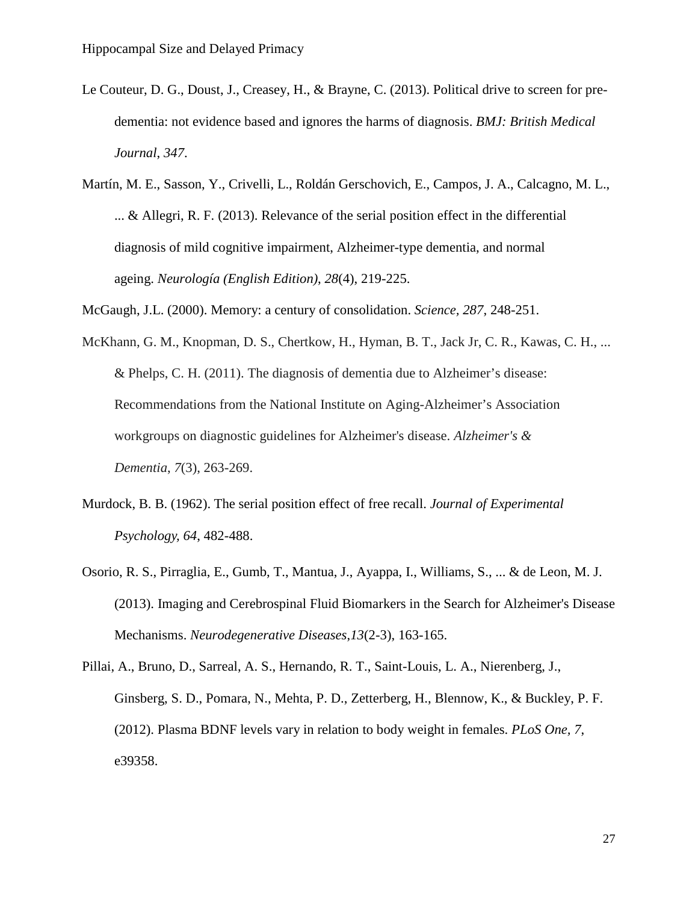Le Couteur, D. G., Doust, J., Creasey, H., & Brayne, C. (2013). Political drive to screen for pre-dementia: not evidence based and ignores the harms of diagnosis. *BMJ: British Medical Journal*, *347*.

Martín, M. E., Sasson, Y., Crivelli, L., Roldán Gerschovich, E., Campos, J. A., Calcagno, M. L., ... & Allegri, R. F. (2013). Relevance of the serial position effect in the differential diagnosis of mild cognitive impairment, Alzheimer-type dementia, and normal ageing. *Neurología (English Edition)*, *28*(4), 219-225.

McGaugh, J.L. (2000). Memory: a century of consolidation. *Science, 287*, 248-251.

McKhann, G. M., Knopman, D. S., Chertkow, H., Hyman, B. T., Jack Jr, C. R., Kawas, C. H., ... & Phelps, C. H. (2011). The diagnosis of dementia due to Alzheimer's disease: Recommendations from the National Institute on Aging-Alzheimer's Association workgroups on diagnostic guidelines for Alzheimer's disease. *Alzheimer's & Dementia*, *7*(3), 263-269.

Murdock, B. B. (1962). The serial position effect of free recall. *Journal of Experimental Psychology, 64*, 482-488.

Osorio, R. S., Pirraglia, E., Gumb, T., Mantua, J., Ayappa, I., Williams, S., ... & de Leon, M. J. (2013). Imaging and Cerebrospinal Fluid Biomarkers in the Search for Alzheimer's Disease Mechanisms. *Neurodegenerative Diseases*,*13*(2-3), 163-165.

Pillai, A., Bruno, D., Sarreal, A. S., Hernando, R. T., Saint-Louis, L. A., Nierenberg, J., Ginsberg, S. D., Pomara, N., Mehta, P. D., Zetterberg, H., Blennow, K., & Buckley, P. F. (2012). Plasma BDNF levels vary in relation to body weight in females. *PLoS One, 7*, e39358.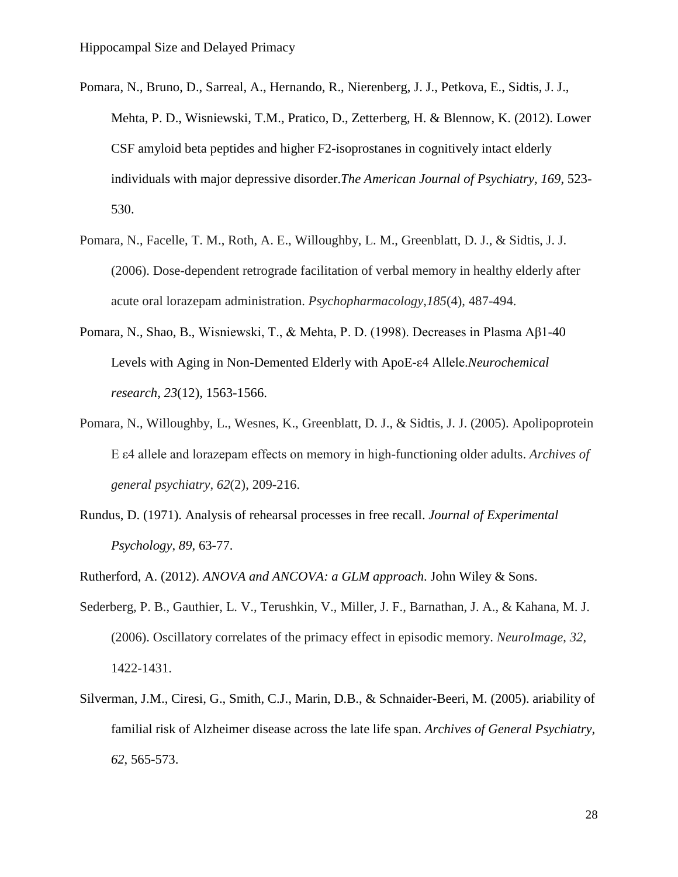Pomara, N., Bruno, D., Sarreal, A., Hernando, R., Nierenberg, J. J., Petkova, E., Sidtis, J. J., Mehta, P. D., Wisniewski, T.M., Pratico, D., Zetterberg, H. & Blennow, K. (2012). Lower CSF amyloid beta peptides and higher F2-isoprostanes in cognitively intact elderly individuals with major depressive disorder.*The American Journal of Psychiatry, 169*, 523-530.

Pomara, N., Facelle, T. M., Roth, A. E., Willoughby, L. M., Greenblatt, D. J., & Sidtis, J. J. (2006). Dose-dependent retrograde facilitation of verbal memory in healthy elderly after acute oral lorazepam administration. *Psychopharmacology*,*185*(4), 487-494.

Pomara, N., Shao, B., Wisniewski, T., & Mehta, P. D. (1998). Decreases in Plasma Aβ1-40 Levels with Aging in Non-Demented Elderly with ApoE-ε4 Allele.*Neurochemical research*, *23*(12), 1563-1566.

Pomara, N., Willoughby, L., Wesnes, K., Greenblatt, D. J., & Sidtis, J. J. (2005). Apolipoprotein E ε4 allele and lorazepam effects on memory in high-functioning older adults. *Archives of general psychiatry*, *62*(2), 209-216.

Rundus, D. (1971). Analysis of rehearsal processes in free recall. *Journal of Experimental Psychology*, *89*, 63-77.

Rutherford, A. (2012). *ANOVA and ANCOVA: a GLM approach*. John Wiley & Sons.

Sederberg, P. B., Gauthier, L. V., Terushkin, V., Miller, J. F., Barnathan, J. A., & Kahana, M. J. (2006). Oscillatory correlates of the primacy effect in episodic memory. *NeuroImage*, *32*, 1422-1431.

Silverman, J.M., Ciresi, G., Smith, C.J., Marin, D.B., & Schnaider-Beeri, M. (2005). ariability of familial risk of Alzheimer disease across the late life span. *Archives of General Psychiatry*, *62*, 565-573.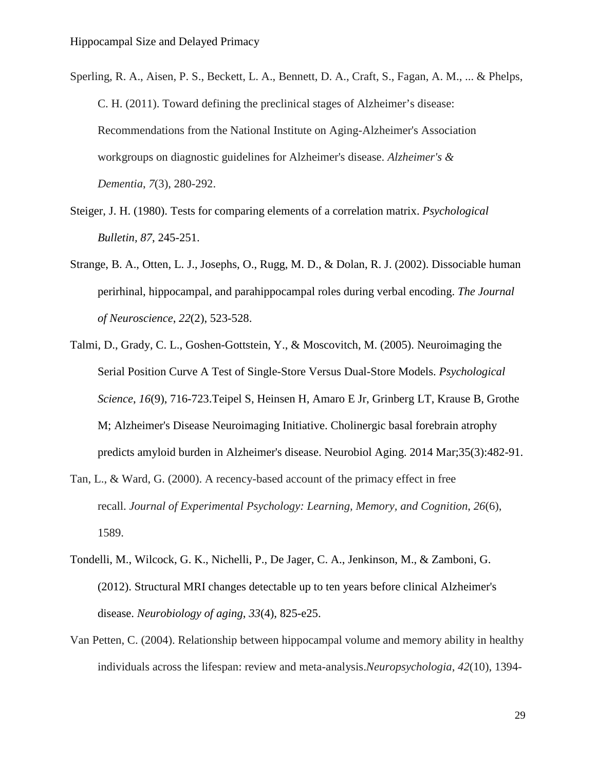Sperling, R. A., Aisen, P. S., Beckett, L. A., Bennett, D. A., Craft, S., Fagan, A. M., ... & Phelps, C. H. (2011). Toward defining the preclinical stages of Alzheimer's disease: Recommendations from the National Institute on Aging-Alzheimer's Association workgroups on diagnostic guidelines for Alzheimer's disease. *Alzheimer's & Dementia*, *7*(3), 280-292.

Steiger, J. H. (1980). Tests for comparing elements of a correlation matrix. *Psychological Bulletin*, *87*, 245-251.

Strange, B. A., Otten, L. J., Josephs, O., Rugg, M. D., & Dolan, R. J. (2002). Dissociable human perirhinal, hippocampal, and parahippocampal roles during verbal encoding. *The Journal of Neuroscience*, *22*(2), 523-528.

Talmi, D., Grady, C. L., Goshen-Gottstein, Y., & Moscovitch, M. (2005). Neuroimaging the Serial Position Curve A Test of Single-Store Versus Dual-Store Models. *Psychological Science*, *16*(9), 716-723.Teipel S, Heinsen H, Amaro E Jr, Grinberg LT, Krause B, Grothe M; Alzheimer's Disease Neuroimaging Initiative. Cholinergic basal forebrain atrophy predicts amyloid burden in Alzheimer's disease. Neurobiol Aging. 2014 Mar;35(3):482-91.

Tan, L., & Ward, G. (2000). A recency-based account of the primacy effect in free recall. *Journal of Experimental Psychology: Learning, Memory, and Cognition*, *26*(6), 1589.

Tondelli, M., Wilcock, G. K., Nichelli, P., De Jager, C. A., Jenkinson, M., & Zamboni, G. (2012). Structural MRI changes detectable up to ten years before clinical Alzheimer's disease. *Neurobiology of aging*, *33*(4), 825-e25.

Van Petten, C. (2004). Relationship between hippocampal volume and memory ability in healthy individuals across the lifespan: review and meta-analysis.*Neuropsychologia*, *42*(10), 1394-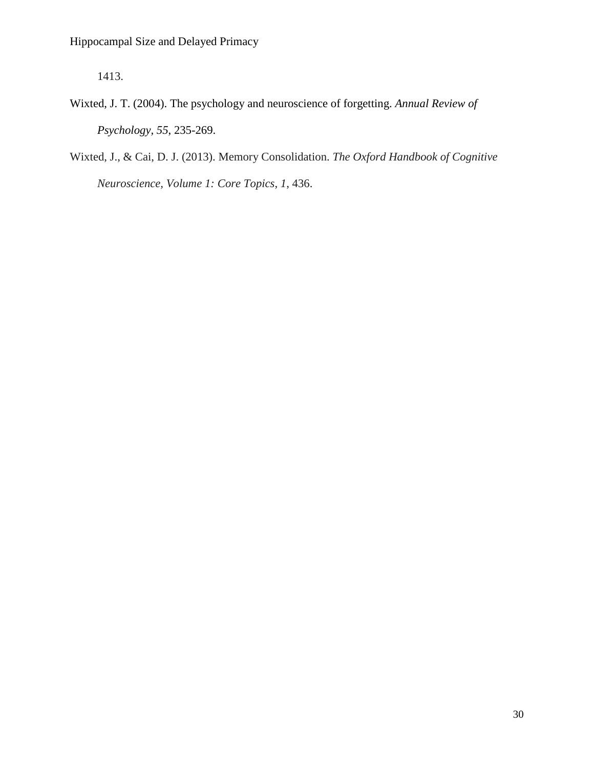1413.

Wixted, J. T. (2004). The psychology and neuroscience of forgetting. *Annual Review of Psychology*, *55*, 235-269.

Wixted, J., & Cai, D. J. (2013). Memory Consolidation. *The Oxford Handbook of Cognitive Neuroscience, Volume 1: Core Topics*, *1*, 436.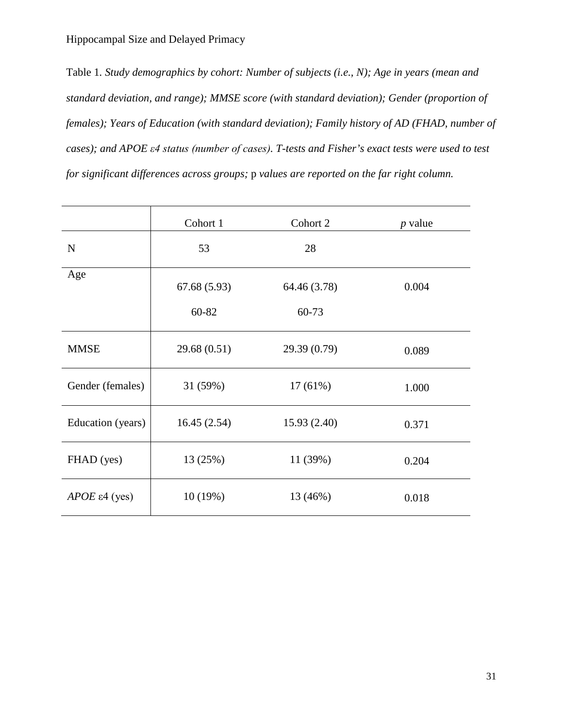Table 1. *Study demographics by cohort: Number of subjects (i.e., N); Age in years (mean and standard deviation, and range); MMSE score (with standard deviation); Gender (proportion of females); Years of Education (with standard deviation); Family history of AD (FHAD, number of cases); and APOE ε4 status (number of cases). T-tests and Fisher's exact tests were used to test for significant differences across groups;* p *values are reported on the far right column.*

| | Cohort 1 | Cohort 2 | *p* value |
|---|---|---|---|
| N | 53 | 28 | |
| Age | 67.68 (5.93)<br>60-82 | 64.46 (3.78)<br>60-73 | 0.004 |
| MMSE | 29.68 (0.51) | 29.39 (0.79) | 0.089 |
| Gender (females) | 31 (59%) | 17 (61%) | 1.000 |
| Education (years) | 16.45 (2.54) | 15.93 (2.40) | 0.371 |
| FHAD (yes) | 13 (25%) | 11 (39%) | 0.204 |
| *APOE* ε4 (yes) | 10 (19%) | 13 (46%) | 0.018 |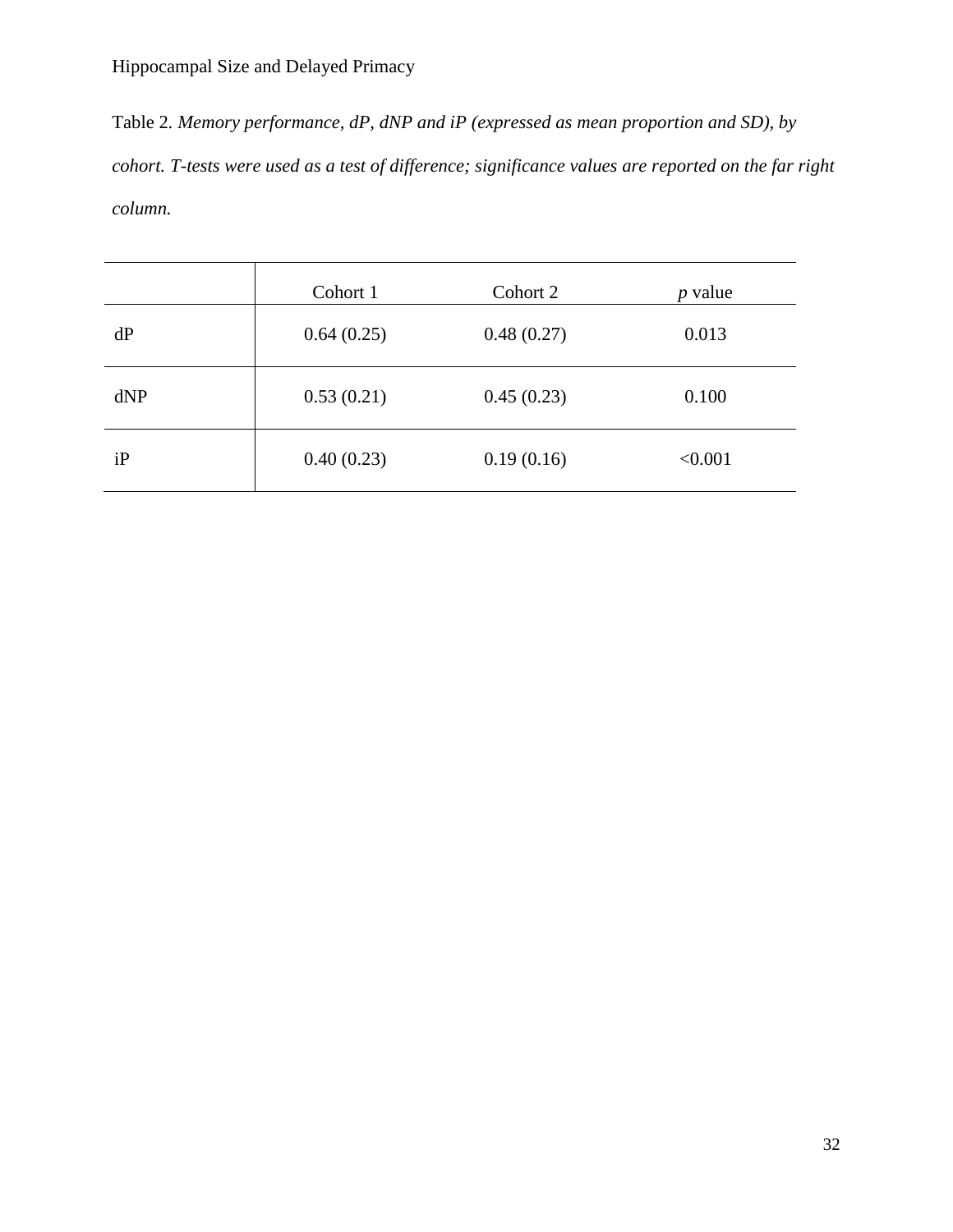Table 2. *Memory performance, dP, dNP and iP (expressed as mean proportion and SD), by cohort. T-tests were used as a test of difference; significance values are reported on the far right column.*

| | Cohort 1 | Cohort 2 | *p* value |
|---|---|---|---|
| dP | 0.64 (0.25) | 0.48 (0.27) | 0.013 |
| dNP | 0.53 (0.21) | 0.45 (0.23) | 0.100 |
| iP | 0.40 (0.23) | 0.19 (0.16) | <0.001 |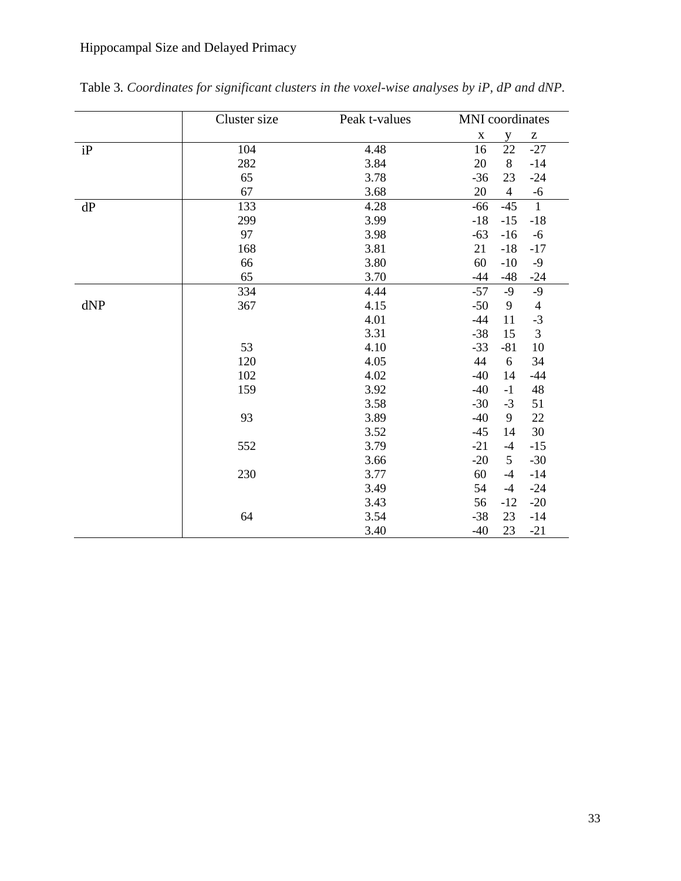Table 3. *Coordinates for significant clusters in the voxel-wise analyses by iP, dP and dNP.*

| | Cluster size | Peak t-values | MNI coordinates | | |
|---|---|---|---|---|---|
| | | | x | y | z |
| iP | 104 | 4.48 | 16 | 22 | -27 |
| | 282 | 3.84 | 20 | 8 | -14 |
| | 65 | 3.78 | -36 | 23 | -24 |
| | 67 | 3.68 | 20 | 4 | -6 |
| dP | 133 | 4.28 | -66 | -45 | 1 |
| | 299 | 3.99 | -18 | -15 | -18 |
| | 97 | 3.98 | -63 | -16 | -6 |
| | 168 | 3.81 | 21 | -18 | -17 |
| | 66 | 3.80 | 60 | -10 | -9 |
| | 65 | 3.70 | -44 | -48 | -24 |
| | 334 | 4.44 | -57 | -9 | -9 |
| dNP | 367 | 4.15 | -50 | 9 | 4 |
| | | 4.01 | -44 | 11 | -3 |
| | | 3.31 | -38 | 15 | 3 |
| | 53 | 4.10 | -33 | -81 | 10 |
| | 120 | 4.05 | 44 | 6 | 34 |
| | 102 | 4.02 | -40 | 14 | -44 |
| | 159 | 3.92 | -40 | -1 | 48 |
| | | 3.58 | -30 | -3 | 51 |
| | 93 | 3.89 | -40 | 9 | 22 |
| | | 3.52 | -45 | 14 | 30 |
| | 552 | 3.79 | -21 | -4 | -15 |
| | | 3.66 | -20 | 5 | -30 |
| | 230 | 3.77 | 60 | -4 | -14 |
| | | 3.49 | 54 | -4 | -24 |
| | | 3.43 | 56 | -12 | -20 |
| | 64 | 3.54 | -38 | 23 | -14 |
| | | 3.40 | -40 | 23 | -21 |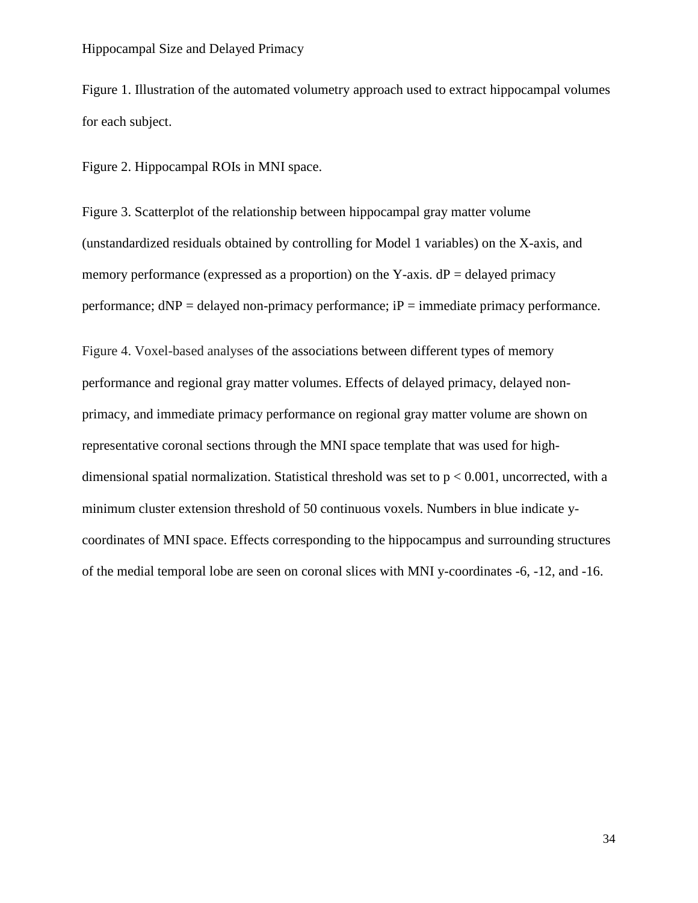Figure 1. Illustration of the automated volumetry approach used to extract hippocampal volumes for each subject.

Figure 2. Hippocampal ROIs in MNI space.

Figure 3. Scatterplot of the relationship between hippocampal gray matter volume (unstandardized residuals obtained by controlling for Model 1 variables) on the X-axis, and memory performance (expressed as a proportion) on the Y-axis. dP = delayed primacy performance; dNP = delayed non-primacy performance; iP = immediate primacy performance.

Figure 4. Voxel-based analyses of the associations between different types of memory performance and regional gray matter volumes. Effects of delayed primacy, delayed non-primacy, and immediate primacy performance on regional gray matter volume are shown on representative coronal sections through the MNI space template that was used for high-dimensional spatial normalization. Statistical threshold was set to $p < 0.001$, uncorrected, with a minimum cluster extension threshold of 50 continuous voxels. Numbers in blue indicate y-coordinates of MNI space. Effects corresponding to the hippocampus and surrounding structures of the medial temporal lobe are seen on coronal slices with MNI y-coordinates -6, -12, and -16.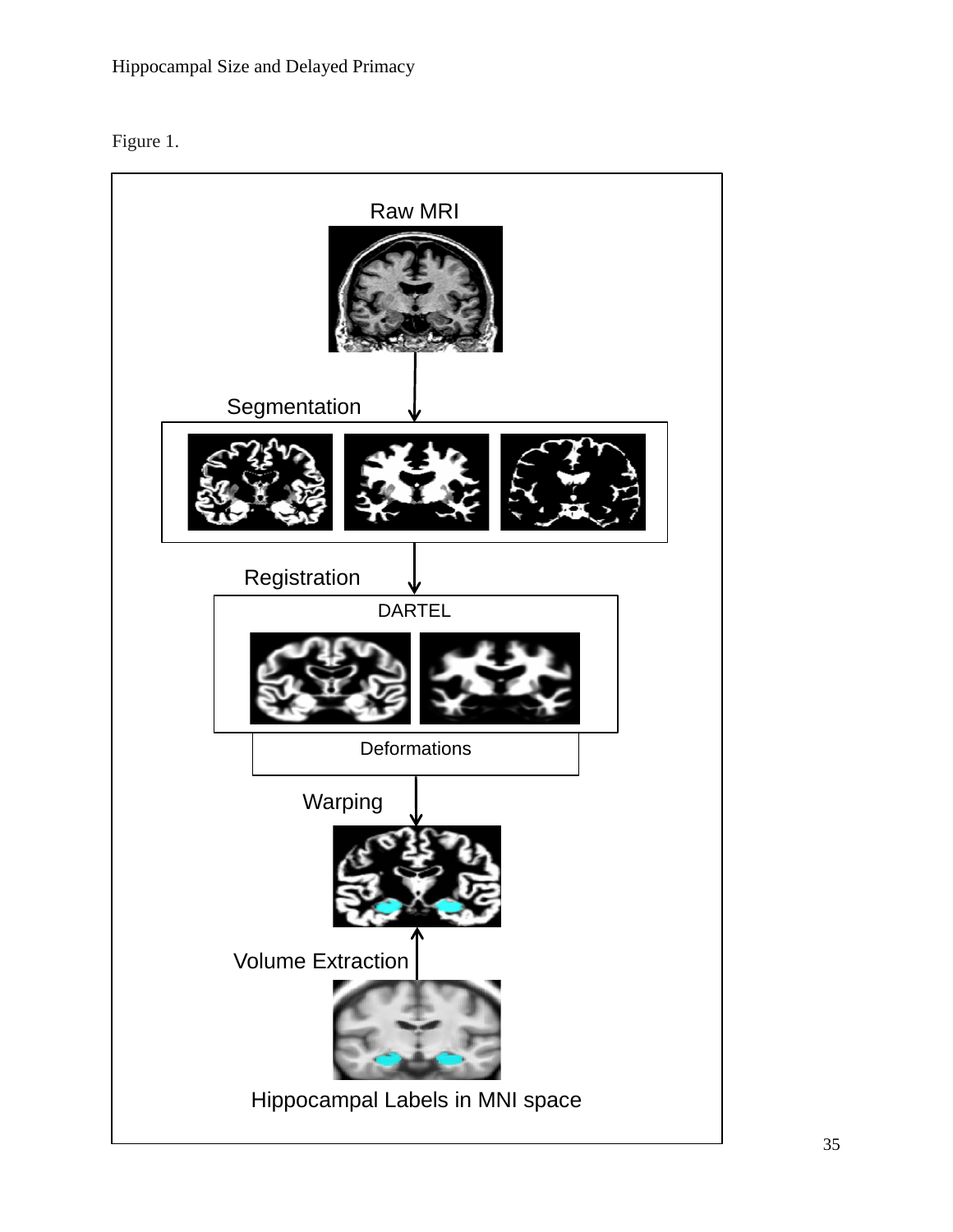Figure 1.

Raw MRI

Segmentation

Registration

DARTEL

Deformations

Warping

Volume Extraction

Hippocampal Labels in MNI space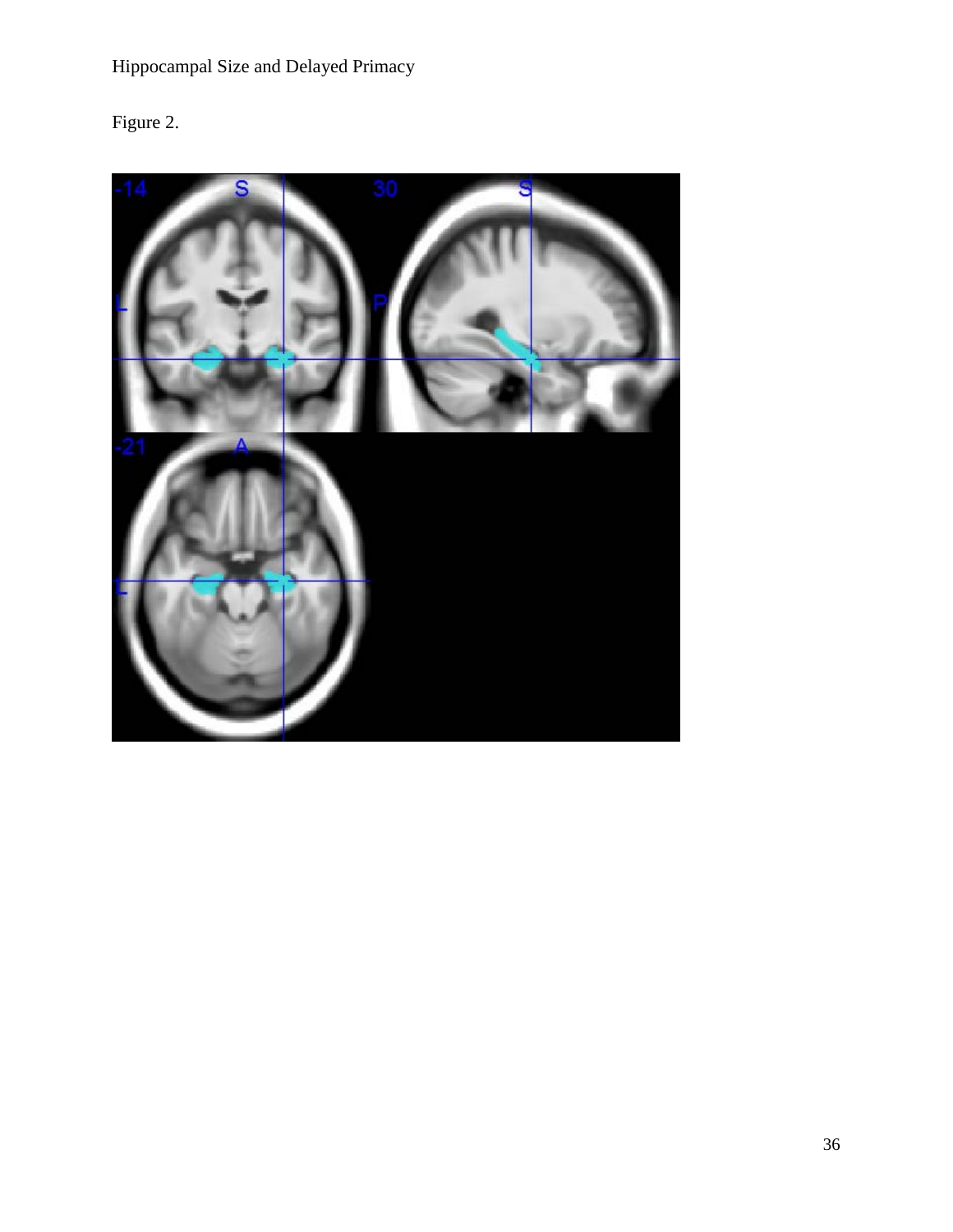Figure 2.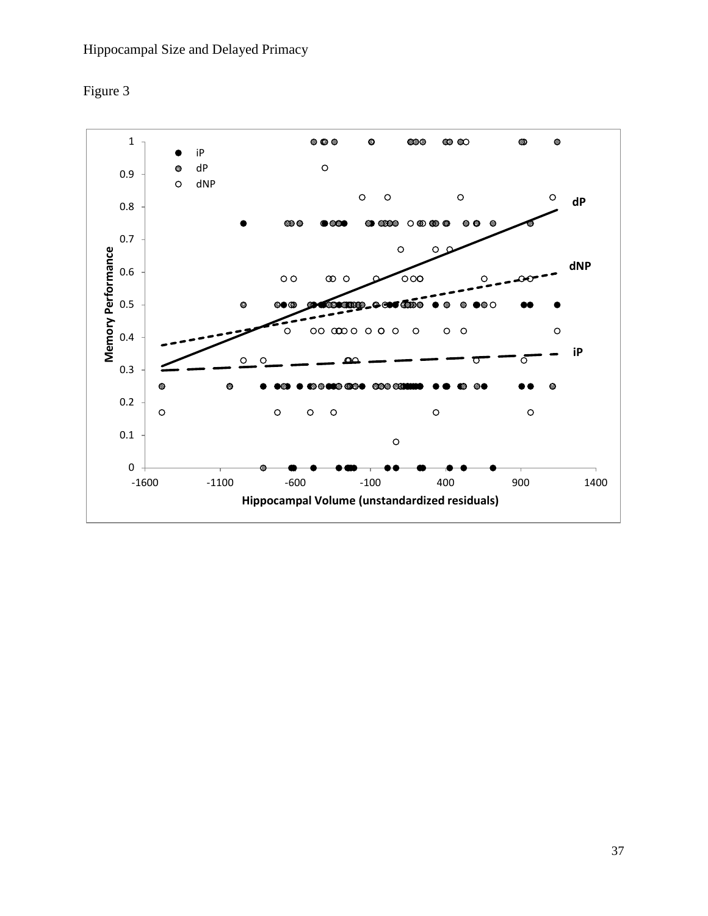Figure 3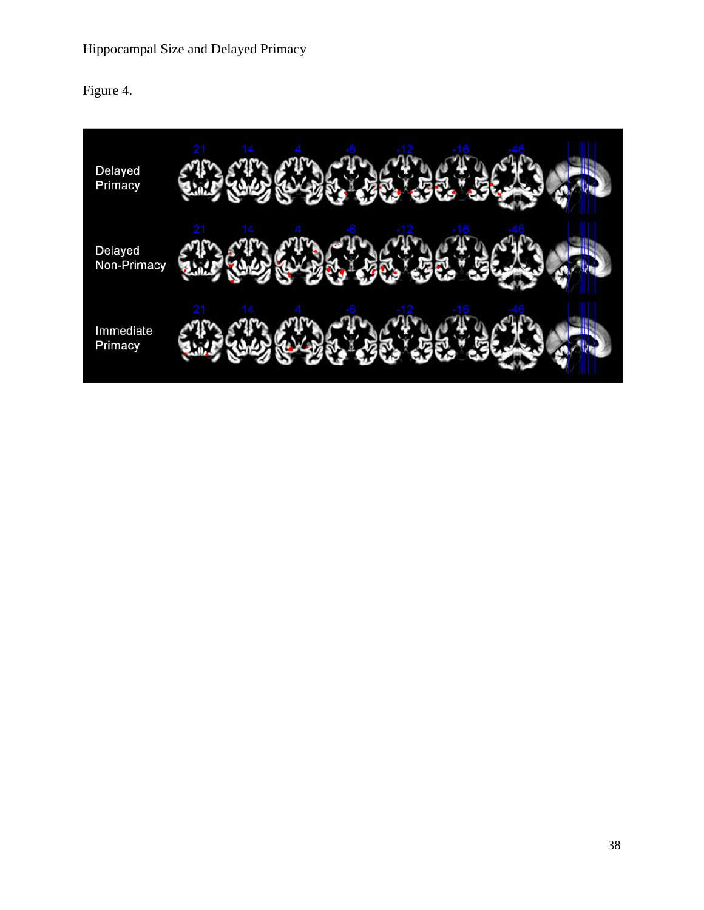Figure 4.

Delayed Primacy

Delayed Non-Primacy

Immediate Primacy

21 14 4 -6 -12 -16 -46